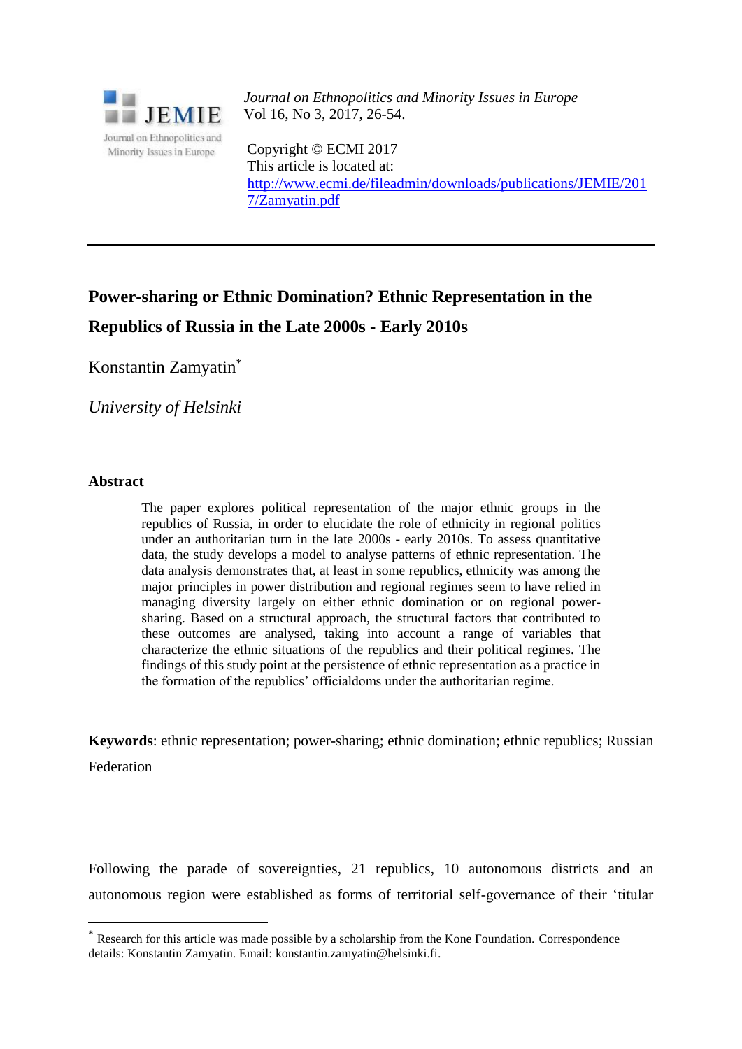*Journal on Ethnopolitics and Minority Issues in Europe*
Vol 16, No 3, 2017, 26-54.

Copyright © ECMI 2017
This article is located at:
http://www.ecmi.de/fileadmin/downloads/publications/JEMIE/2017/Zamyatin.pdf

---

# Power-sharing or Ethnic Domination? Ethnic Representation in the Republics of Russia in the Late 2000s - Early 2010s

Konstantin Zamyatin*

*University of Helsinki*

## Abstract

The paper explores political representation of the major ethnic groups in the republics of Russia, in order to elucidate the role of ethnicity in regional politics under an authoritarian turn in the late 2000s - early 2010s. To assess quantitative data, the study develops a model to analyse patterns of ethnic representation. The data analysis demonstrates that, at least in some republics, ethnicity was among the major principles in power distribution and regional regimes seem to have relied in managing diversity largely on either ethnic domination or on regional power-sharing. Based on a structural approach, the structural factors that contributed to these outcomes are analysed, taking into account a range of variables that characterize the ethnic situations of the republics and their political regimes. The findings of this study point at the persistence of ethnic representation as a practice in the formation of the republics' officialdoms under the authoritarian regime.

**Keywords**: ethnic representation; power-sharing; ethnic domination; ethnic republics; Russian Federation

Following the parade of sovereignties, 21 republics, 10 autonomous districts and an autonomous region were established as forms of territorial self-governance of their 'titular

---

* Research for this article was made possible by a scholarship from the Kone Foundation. Correspondence details: Konstantin Zamyatin. Email: konstantin.zamyatin@helsinki.fi.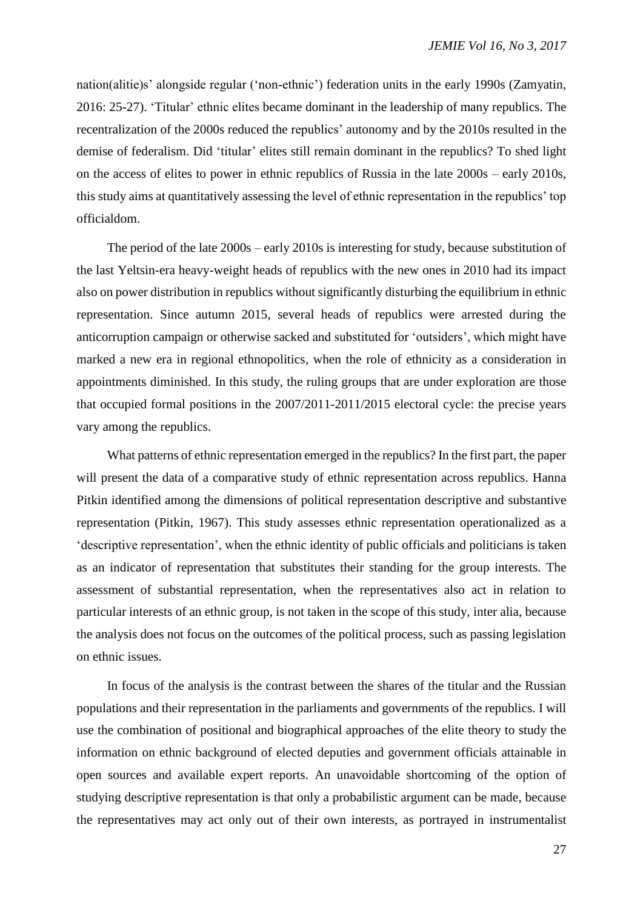nation(alitie)s' alongside regular ('non-ethnic') federation units in the early 1990s (Zamyatin, 2016: 25-27). 'Titular' ethnic elites became dominant in the leadership of many republics. The recentralization of the 2000s reduced the republics' autonomy and by the 2010s resulted in the demise of federalism. Did 'titular' elites still remain dominant in the republics? To shed light on the access of elites to power in ethnic republics of Russia in the late 2000s – early 2010s, this study aims at quantitatively assessing the level of ethnic representation in the republics' top officialdom.

The period of the late 2000s – early 2010s is interesting for study, because substitution of the last Yeltsin-era heavy-weight heads of republics with the new ones in 2010 had its impact also on power distribution in republics without significantly disturbing the equilibrium in ethnic representation. Since autumn 2015, several heads of republics were arrested during the anticorruption campaign or otherwise sacked and substituted for 'outsiders', which might have marked a new era in regional ethnopolitics, when the role of ethnicity as a consideration in appointments diminished. In this study, the ruling groups that are under exploration are those that occupied formal positions in the 2007/2011-2011/2015 electoral cycle: the precise years vary among the republics.

What patterns of ethnic representation emerged in the republics? In the first part, the paper will present the data of a comparative study of ethnic representation across republics. Hanna Pitkin identified among the dimensions of political representation descriptive and substantive representation (Pitkin, 1967). This study assesses ethnic representation operationalized as a 'descriptive representation', when the ethnic identity of public officials and politicians is taken as an indicator of representation that substitutes their standing for the group interests. The assessment of substantial representation, when the representatives also act in relation to particular interests of an ethnic group, is not taken in the scope of this study, inter alia, because the analysis does not focus on the outcomes of the political process, such as passing legislation on ethnic issues.

In focus of the analysis is the contrast between the shares of the titular and the Russian populations and their representation in the parliaments and governments of the republics. I will use the combination of positional and biographical approaches of the elite theory to study the information on ethnic background of elected deputies and government officials attainable in open sources and available expert reports. An unavoidable shortcoming of the option of studying descriptive representation is that only a probabilistic argument can be made, because the representatives may act only out of their own interests, as portrayed in instrumentalist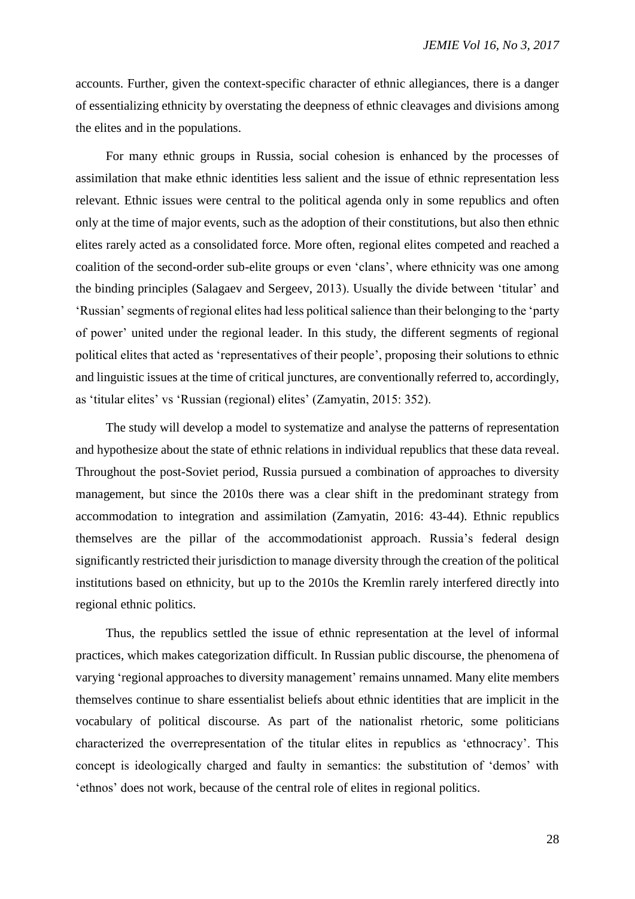accounts. Further, given the context-specific character of ethnic allegiances, there is a danger of essentializing ethnicity by overstating the deepness of ethnic cleavages and divisions among the elites and in the populations.

For many ethnic groups in Russia, social cohesion is enhanced by the processes of assimilation that make ethnic identities less salient and the issue of ethnic representation less relevant. Ethnic issues were central to the political agenda only in some republics and often only at the time of major events, such as the adoption of their constitutions, but also then ethnic elites rarely acted as a consolidated force. More often, regional elites competed and reached a coalition of the second-order sub-elite groups or even 'clans', where ethnicity was one among the binding principles (Salagaev and Sergeev, 2013). Usually the divide between 'titular' and 'Russian' segments of regional elites had less political salience than their belonging to the 'party of power' united under the regional leader. In this study, the different segments of regional political elites that acted as 'representatives of their people', proposing their solutions to ethnic and linguistic issues at the time of critical junctures, are conventionally referred to, accordingly, as 'titular elites' vs 'Russian (regional) elites' (Zamyatin, 2015: 352).

The study will develop a model to systematize and analyse the patterns of representation and hypothesize about the state of ethnic relations in individual republics that these data reveal. Throughout the post-Soviet period, Russia pursued a combination of approaches to diversity management, but since the 2010s there was a clear shift in the predominant strategy from accommodation to integration and assimilation (Zamyatin, 2016: 43-44). Ethnic republics themselves are the pillar of the accommodationist approach. Russia's federal design significantly restricted their jurisdiction to manage diversity through the creation of the political institutions based on ethnicity, but up to the 2010s the Kremlin rarely interfered directly into regional ethnic politics.

Thus, the republics settled the issue of ethnic representation at the level of informal practices, which makes categorization difficult. In Russian public discourse, the phenomena of varying 'regional approaches to diversity management' remains unnamed. Many elite members themselves continue to share essentialist beliefs about ethnic identities that are implicit in the vocabulary of political discourse. As part of the nationalist rhetoric, some politicians characterized the overrepresentation of the titular elites in republics as 'ethnocracy'. This concept is ideologically charged and faulty in semantics: the substitution of 'demos' with 'ethnos' does not work, because of the central role of elites in regional politics.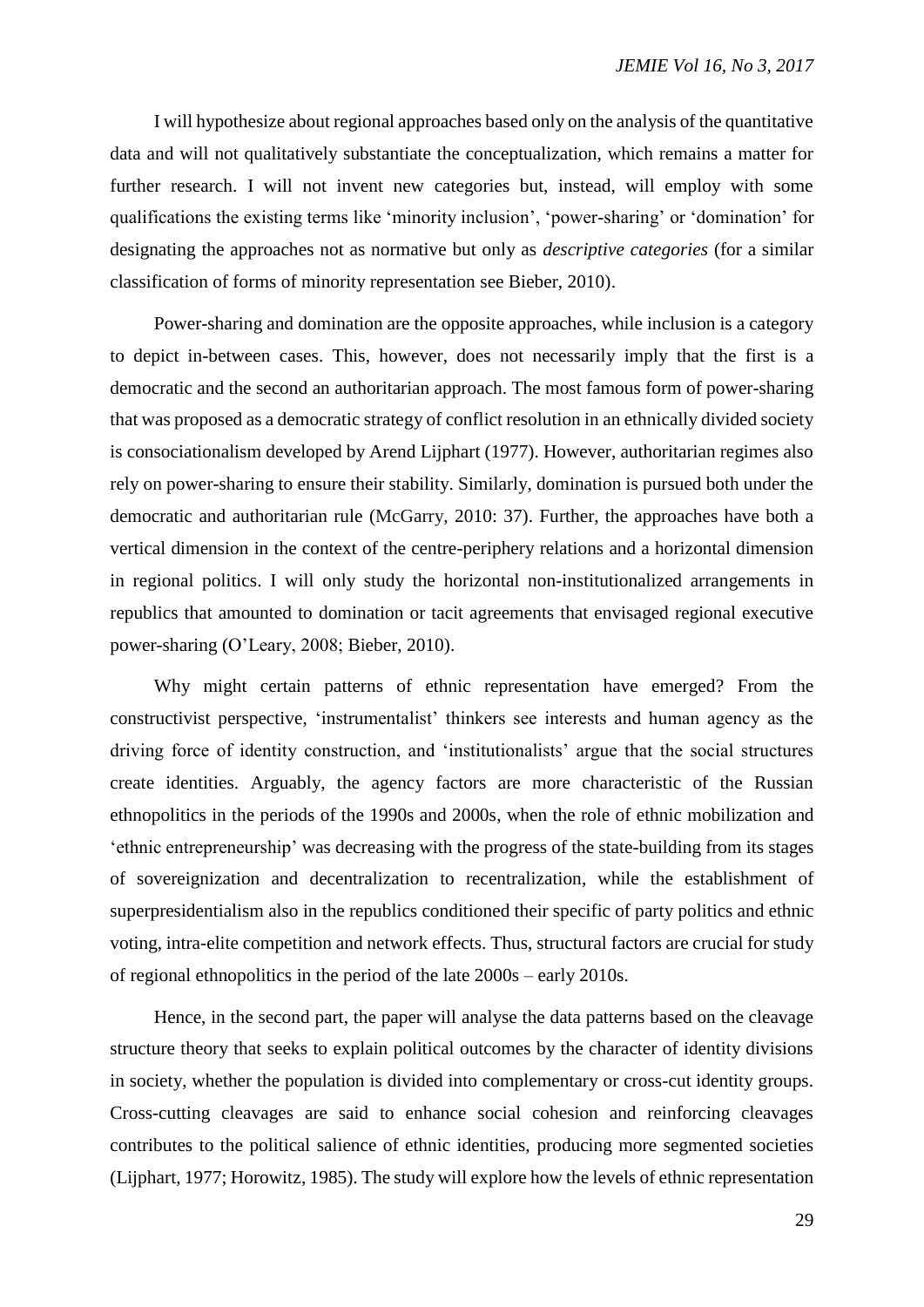I will hypothesize about regional approaches based only on the analysis of the quantitative data and will not qualitatively substantiate the conceptualization, which remains a matter for further research. I will not invent new categories but, instead, will employ with some qualifications the existing terms like 'minority inclusion', 'power-sharing' or 'domination' for designating the approaches not as normative but only as *descriptive categories* (for a similar classification of forms of minority representation see Bieber, 2010).

Power-sharing and domination are the opposite approaches, while inclusion is a category to depict in-between cases. This, however, does not necessarily imply that the first is a democratic and the second an authoritarian approach. The most famous form of power-sharing that was proposed as a democratic strategy of conflict resolution in an ethnically divided society is consociationalism developed by Arend Lijphart (1977). However, authoritarian regimes also rely on power-sharing to ensure their stability. Similarly, domination is pursued both under the democratic and authoritarian rule (McGarry, 2010: 37). Further, the approaches have both a vertical dimension in the context of the centre-periphery relations and a horizontal dimension in regional politics. I will only study the horizontal non-institutionalized arrangements in republics that amounted to domination or tacit agreements that envisaged regional executive power-sharing (O'Leary, 2008; Bieber, 2010).

Why might certain patterns of ethnic representation have emerged? From the constructivist perspective, 'instrumentalist' thinkers see interests and human agency as the driving force of identity construction, and 'institutionalists' argue that the social structures create identities. Arguably, the agency factors are more characteristic of the Russian ethnopolitics in the periods of the 1990s and 2000s, when the role of ethnic mobilization and 'ethnic entrepreneurship' was decreasing with the progress of the state-building from its stages of sovereignization and decentralization to recentralization, while the establishment of superpresidentialism also in the republics conditioned their specific of party politics and ethnic voting, intra-elite competition and network effects. Thus, structural factors are crucial for study of regional ethnopolitics in the period of the late 2000s – early 2010s.

Hence, in the second part, the paper will analyse the data patterns based on the cleavage structure theory that seeks to explain political outcomes by the character of identity divisions in society, whether the population is divided into complementary or cross-cut identity groups. Cross-cutting cleavages are said to enhance social cohesion and reinforcing cleavages contributes to the political salience of ethnic identities, producing more segmented societies (Lijphart, 1977; Horowitz, 1985). The study will explore how the levels of ethnic representation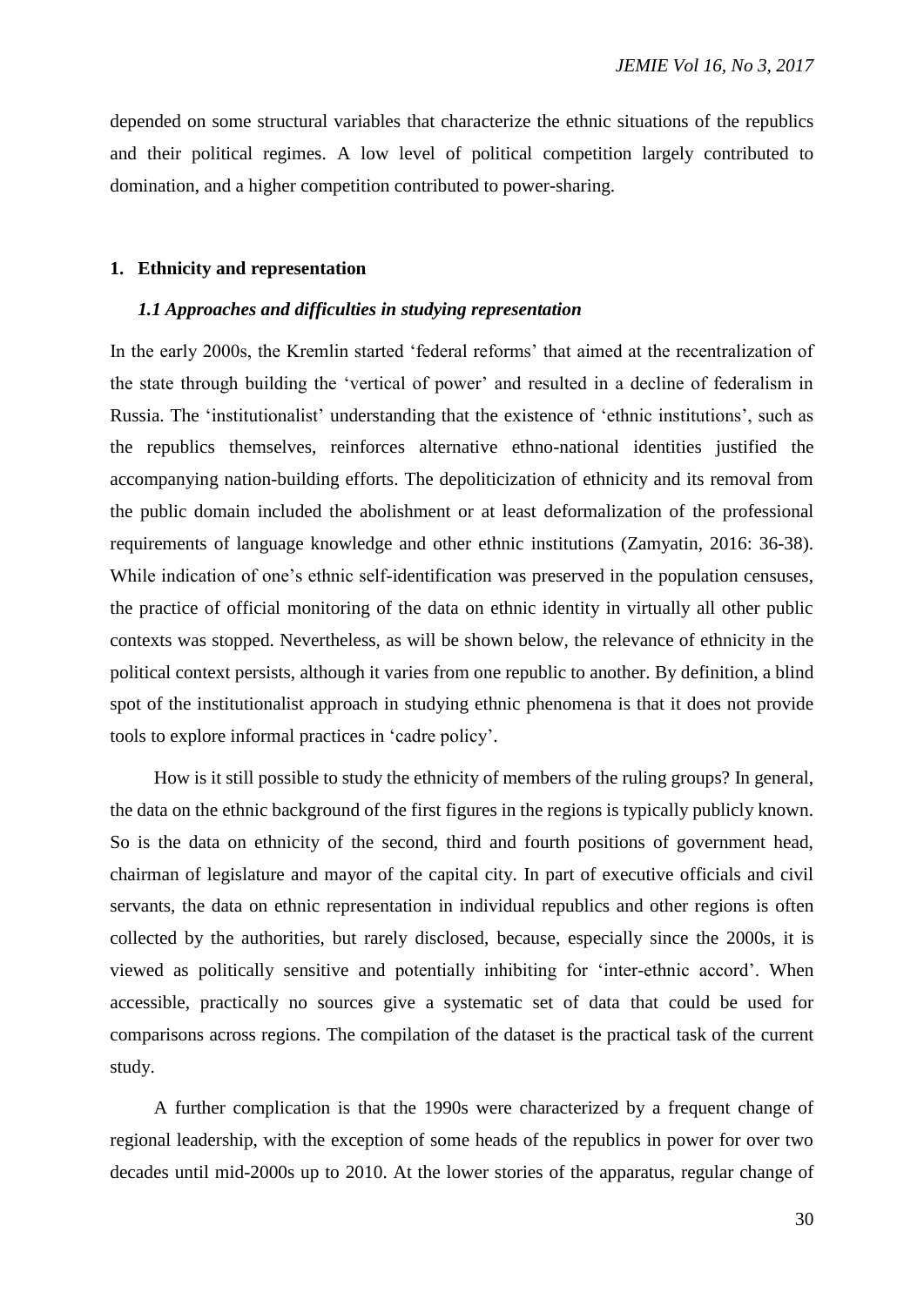depended on some structural variables that characterize the ethnic situations of the republics and their political regimes. A low level of political competition largely contributed to domination, and a higher competition contributed to power-sharing.

## 1. Ethnicity and representation

### *1.1 Approaches and difficulties in studying representation*

In the early 2000s, the Kremlin started 'federal reforms' that aimed at the recentralization of the state through building the 'vertical of power' and resulted in a decline of federalism in Russia. The 'institutionalist' understanding that the existence of 'ethnic institutions', such as the republics themselves, reinforces alternative ethno-national identities justified the accompanying nation-building efforts. The depoliticization of ethnicity and its removal from the public domain included the abolishment or at least deformalization of the professional requirements of language knowledge and other ethnic institutions (Zamyatin, 2016: 36-38). While indication of one's ethnic self-identification was preserved in the population censuses, the practice of official monitoring of the data on ethnic identity in virtually all other public contexts was stopped. Nevertheless, as will be shown below, the relevance of ethnicity in the political context persists, although it varies from one republic to another. By definition, a blind spot of the institutionalist approach in studying ethnic phenomena is that it does not provide tools to explore informal practices in 'cadre policy'.

How is it still possible to study the ethnicity of members of the ruling groups? In general, the data on the ethnic background of the first figures in the regions is typically publicly known. So is the data on ethnicity of the second, third and fourth positions of government head, chairman of legislature and mayor of the capital city. In part of executive officials and civil servants, the data on ethnic representation in individual republics and other regions is often collected by the authorities, but rarely disclosed, because, especially since the 2000s, it is viewed as politically sensitive and potentially inhibiting for 'inter-ethnic accord'. When accessible, practically no sources give a systematic set of data that could be used for comparisons across regions. The compilation of the dataset is the practical task of the current study.

A further complication is that the 1990s were characterized by a frequent change of regional leadership, with the exception of some heads of the republics in power for over two decades until mid-2000s up to 2010. At the lower stories of the apparatus, regular change of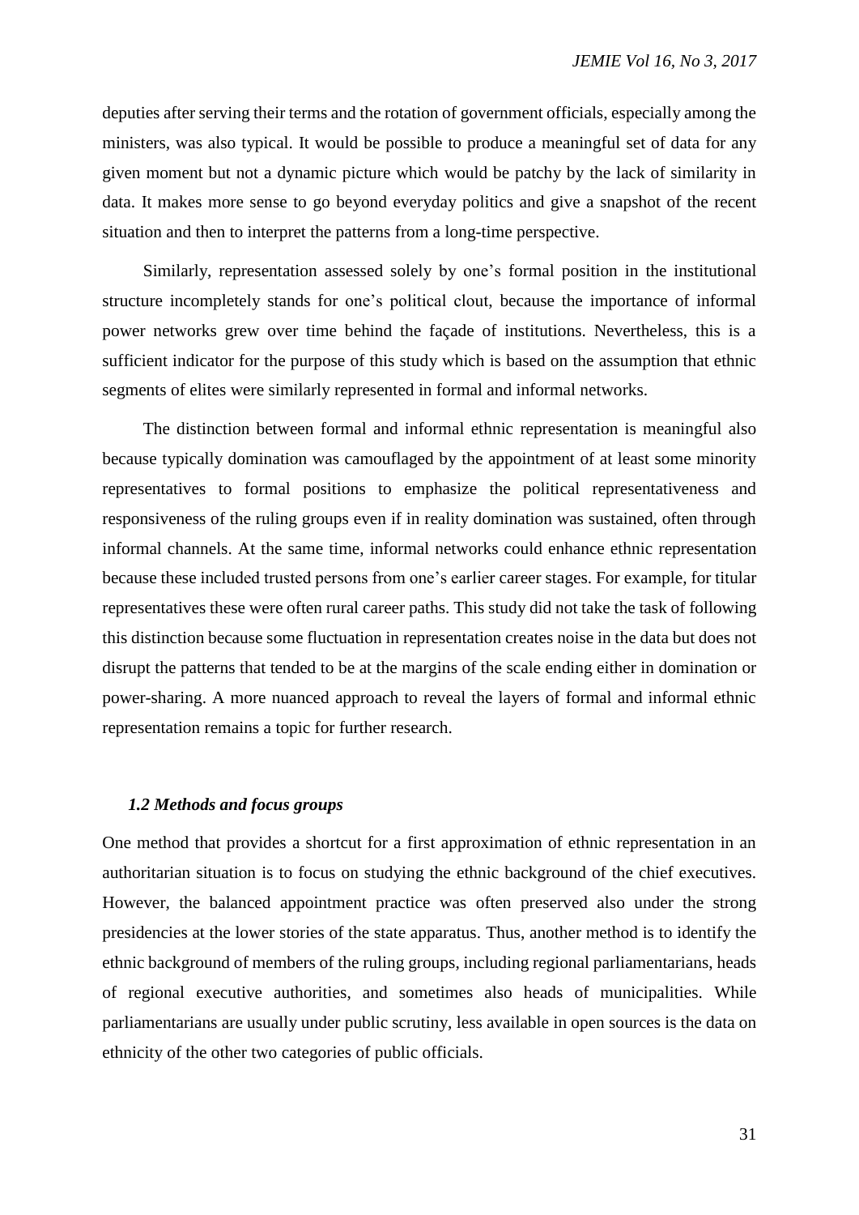deputies after serving their terms and the rotation of government officials, especially among the ministers, was also typical. It would be possible to produce a meaningful set of data for any given moment but not a dynamic picture which would be patchy by the lack of similarity in data. It makes more sense to go beyond everyday politics and give a snapshot of the recent situation and then to interpret the patterns from a long-time perspective.

Similarly, representation assessed solely by one's formal position in the institutional structure incompletely stands for one's political clout, because the importance of informal power networks grew over time behind the façade of institutions. Nevertheless, this is a sufficient indicator for the purpose of this study which is based on the assumption that ethnic segments of elites were similarly represented in formal and informal networks.

The distinction between formal and informal ethnic representation is meaningful also because typically domination was camouflaged by the appointment of at least some minority representatives to formal positions to emphasize the political representativeness and responsiveness of the ruling groups even if in reality domination was sustained, often through informal channels. At the same time, informal networks could enhance ethnic representation because these included trusted persons from one's earlier career stages. For example, for titular representatives these were often rural career paths. This study did not take the task of following this distinction because some fluctuation in representation creates noise in the data but does not disrupt the patterns that tended to be at the margins of the scale ending either in domination or power-sharing. A more nuanced approach to reveal the layers of formal and informal ethnic representation remains a topic for further research.

### *1.2 Methods and focus groups*

One method that provides a shortcut for a first approximation of ethnic representation in an authoritarian situation is to focus on studying the ethnic background of the chief executives. However, the balanced appointment practice was often preserved also under the strong presidencies at the lower stories of the state apparatus. Thus, another method is to identify the ethnic background of members of the ruling groups, including regional parliamentarians, heads of regional executive authorities, and sometimes also heads of municipalities. While parliamentarians are usually under public scrutiny, less available in open sources is the data on ethnicity of the other two categories of public officials.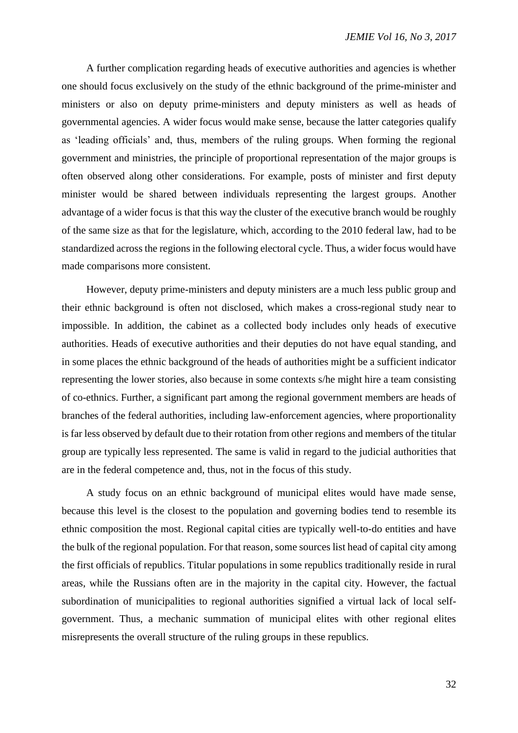A further complication regarding heads of executive authorities and agencies is whether one should focus exclusively on the study of the ethnic background of the prime-minister and ministers or also on deputy prime-ministers and deputy ministers as well as heads of governmental agencies. A wider focus would make sense, because the latter categories qualify as 'leading officials' and, thus, members of the ruling groups. When forming the regional government and ministries, the principle of proportional representation of the major groups is often observed along other considerations. For example, posts of minister and first deputy minister would be shared between individuals representing the largest groups. Another advantage of a wider focus is that this way the cluster of the executive branch would be roughly of the same size as that for the legislature, which, according to the 2010 federal law, had to be standardized across the regions in the following electoral cycle. Thus, a wider focus would have made comparisons more consistent.

However, deputy prime-ministers and deputy ministers are a much less public group and their ethnic background is often not disclosed, which makes a cross-regional study near to impossible. In addition, the cabinet as a collected body includes only heads of executive authorities. Heads of executive authorities and their deputies do not have equal standing, and in some places the ethnic background of the heads of authorities might be a sufficient indicator representing the lower stories, also because in some contexts s/he might hire a team consisting of co-ethnics. Further, a significant part among the regional government members are heads of branches of the federal authorities, including law-enforcement agencies, where proportionality is far less observed by default due to their rotation from other regions and members of the titular group are typically less represented. The same is valid in regard to the judicial authorities that are in the federal competence and, thus, not in the focus of this study.

A study focus on an ethnic background of municipal elites would have made sense, because this level is the closest to the population and governing bodies tend to resemble its ethnic composition the most. Regional capital cities are typically well-to-do entities and have the bulk of the regional population. For that reason, some sources list head of capital city among the first officials of republics. Titular populations in some republics traditionally reside in rural areas, while the Russians often are in the majority in the capital city. However, the factual subordination of municipalities to regional authorities signified a virtual lack of local self-government. Thus, a mechanic summation of municipal elites with other regional elites misrepresents the overall structure of the ruling groups in these republics.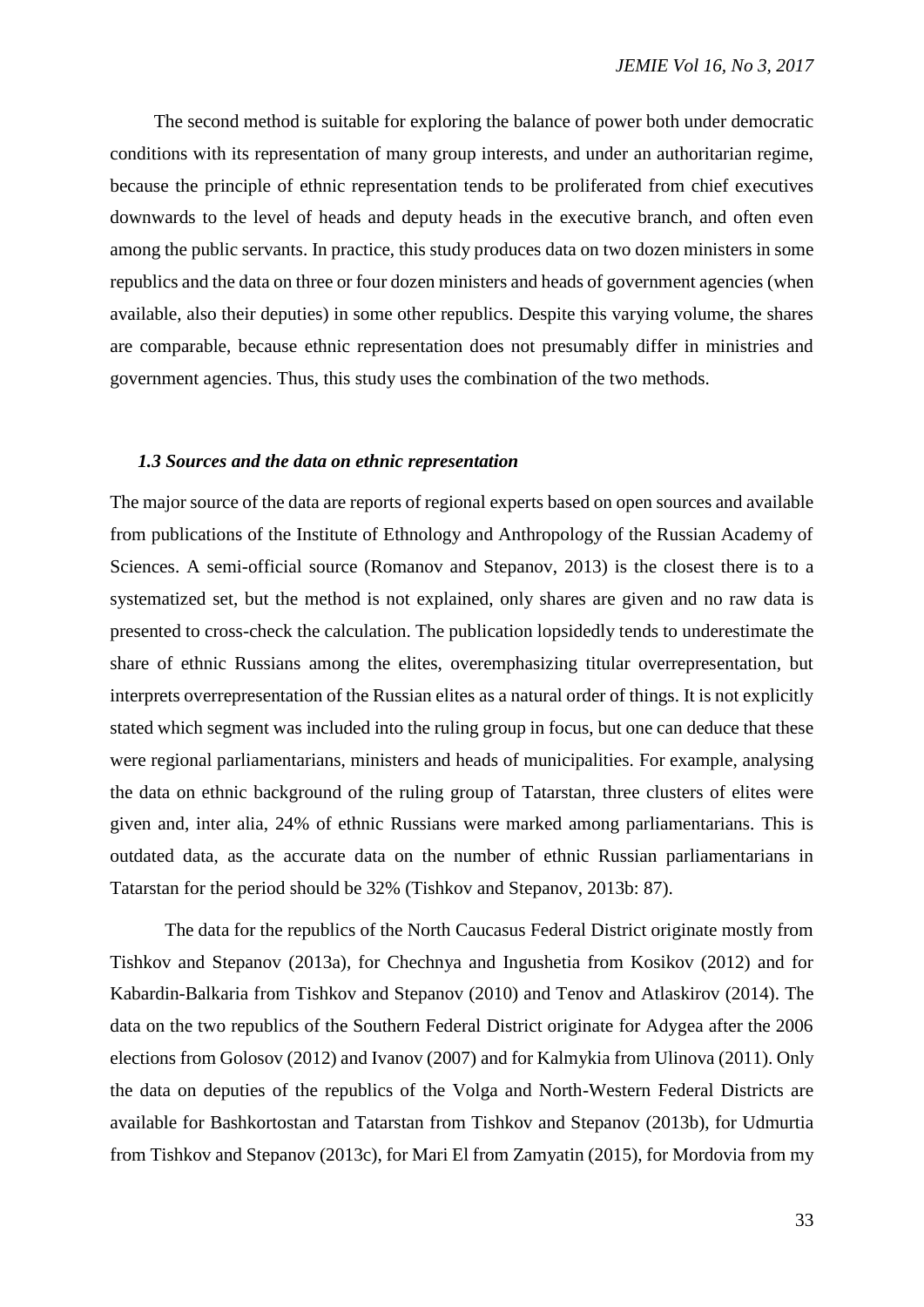The second method is suitable for exploring the balance of power both under democratic conditions with its representation of many group interests, and under an authoritarian regime, because the principle of ethnic representation tends to be proliferated from chief executives downwards to the level of heads and deputy heads in the executive branch, and often even among the public servants. In practice, this study produces data on two dozen ministers in some republics and the data on three or four dozen ministers and heads of government agencies (when available, also their deputies) in some other republics. Despite this varying volume, the shares are comparable, because ethnic representation does not presumably differ in ministries and government agencies. Thus, this study uses the combination of the two methods.

### *1.3 Sources and the data on ethnic representation*

The major source of the data are reports of regional experts based on open sources and available from publications of the Institute of Ethnology and Anthropology of the Russian Academy of Sciences. A semi-official source (Romanov and Stepanov, 2013) is the closest there is to a systematized set, but the method is not explained, only shares are given and no raw data is presented to cross-check the calculation. The publication lopsidedly tends to underestimate the share of ethnic Russians among the elites, overemphasizing titular overrepresentation, but interprets overrepresentation of the Russian elites as a natural order of things. It is not explicitly stated which segment was included into the ruling group in focus, but one can deduce that these were regional parliamentarians, ministers and heads of municipalities. For example, analysing the data on ethnic background of the ruling group of Tatarstan, three clusters of elites were given and, inter alia, 24% of ethnic Russians were marked among parliamentarians. This is outdated data, as the accurate data on the number of ethnic Russian parliamentarians in Tatarstan for the period should be 32% (Tishkov and Stepanov, 2013b: 87).

The data for the republics of the North Caucasus Federal District originate mostly from Tishkov and Stepanov (2013a), for Chechnya and Ingushetia from Kosikov (2012) and for Kabardin-Balkaria from Tishkov and Stepanov (2010) and Tenov and Atlaskirov (2014). The data on the two republics of the Southern Federal District originate for Adygea after the 2006 elections from Golosov (2012) and Ivanov (2007) and for Kalmykia from Ulinova (2011). Only the data on deputies of the republics of the Volga and North-Western Federal Districts are available for Bashkortostan and Tatarstan from Tishkov and Stepanov (2013b), for Udmurtia from Tishkov and Stepanov (2013c), for Mari El from Zamyatin (2015), for Mordovia from my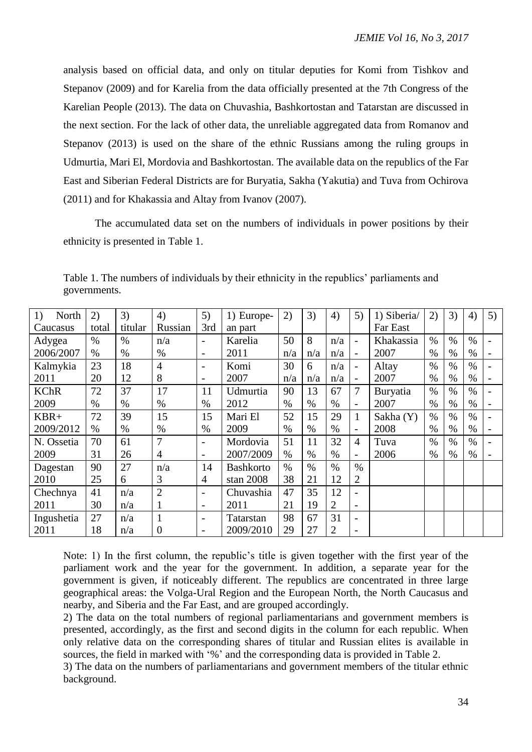analysis based on official data, and only on titular deputies for Komi from Tishkov and Stepanov (2009) and for Karelia from the data officially presented at the 7th Congress of the Karelian People (2013). The data on Chuvashia, Bashkortostan and Tatarstan are discussed in the next section. For the lack of other data, the unreliable aggregated data from Romanov and Stepanov (2013) is used on the share of the ethnic Russians among the ruling groups in Udmurtia, Mari El, Mordovia and Bashkortostan. The available data on the republics of the Far East and Siberian Federal Districts are for Buryatia, Sakha (Yakutia) and Tuva from Ochirova (2011) and for Khakassia and Altay from Ivanov (2007).

The accumulated data set on the numbers of individuals in power positions by their ethnicity is presented in Table 1.

Table 1. The numbers of individuals by their ethnicity in the republics' parliaments and governments.

| 1) North Caucasus | 2) total | 3) titular | 4) Russian | 5) 3rd | 1) Europe-an part | 2) | 3) | 4) | 5) | 1) Siberia/ Far East | 2) | 3) | 4) | 5) |
|---|---|---|---|---|---|---|---|---|---|---|---|---|---|---|
| Adygea 2006/2007 | % % | % % | n/a % | - - | Karelia 2011 | 50 n/a | 8 n/a | n/a n/a | - - | Khakassia 2007 | % % | % % | % % | - - |
| Kalmykia 2011 | 23 20 | 18 12 | 4 8 | - - | Komi 2007 | 30 n/a | 6 n/a | n/a n/a | - - | Altay 2007 | % % | % % | % % | - - |
| KChR 2009 | 72 % | 37 % | 17 % | 11 % | Udmurtia 2012 | 90 % | 13 % | 67 % | 7 - | Buryatia 2007 | % % | % % | % % | - - |
| KBR+ 2009/2012 | 72 % | 39 % | 15 % | 15 % | Mari El 2009 | 52 % | 15 % | 29 % | 1 - | Sakha (Y) 2008 | % % | % % | % % | - - |
| N. Ossetia 2009 | 70 31 | 61 26 | 7 4 | - - | Mordovia 2007/2009 | 51 % | 11 % | 32 % | 4 - | Tuva 2006 | % % | % % | % % | - - |
| Dagestan 2010 | 90 25 | 27 6 | n/a 3 | 14 4 | Bashkortostan 2008 | % 38 | % 21 | % 12 | % 2 | | | | | |
| Chechnya 2011 | 41 30 | n/a n/a | 2 1 | - - | Chuvashia 2011 | 47 21 | 35 19 | 12 2 | - - | | | | | |
| Ingushetia 2011 | 27 18 | n/a n/a | 1 0 | - - | Tatarstan 2009/2010 | 98 29 | 67 27 | 31 2 | - - | | | | | |

Note: 1) In the first column, the republic's title is given together with the first year of the parliament work and the year for the government. In addition, a separate year for the government is given, if noticeably different. The republics are concentrated in three large geographical areas: the Volga-Ural Region and the European North, the North Caucasus and nearby, and Siberia and the Far East, and are grouped accordingly.

2) The data on the total numbers of regional parliamentarians and government members is presented, accordingly, as the first and second digits in the column for each republic. When only relative data on the corresponding shares of titular and Russian elites is available in sources, the field in marked with '%' and the corresponding data is provided in Table 2.

3) The data on the numbers of parliamentarians and government members of the titular ethnic background.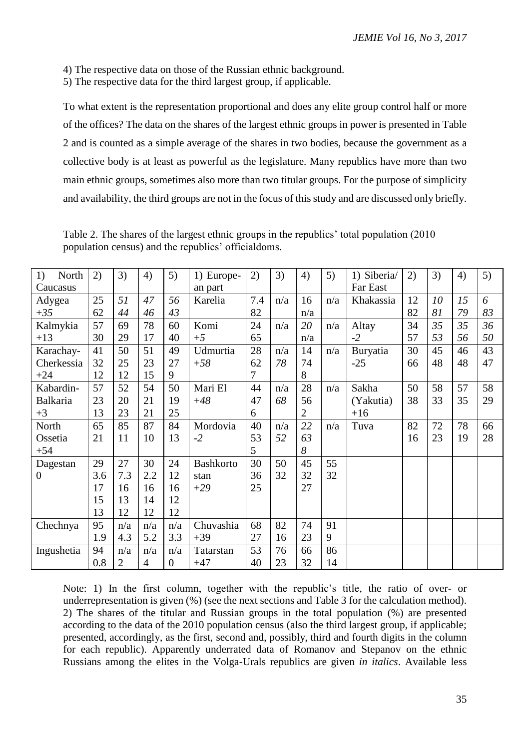4) The respective data on those of the Russian ethnic background.
5) The respective data for the third largest group, if applicable.

To what extent is the representation proportional and does any elite group control half or more of the offices? The data on the shares of the largest ethnic groups in power is presented in Table 2 and is counted as a simple average of the shares in two bodies, because the government as a collective body is at least as powerful as the legislature. Many republics have more than two main ethnic groups, sometimes also more than two titular groups. For the purpose of simplicity and availability, the third groups are not in the focus of this study and are discussed only briefly.

Table 2. The shares of the largest ethnic groups in the republics' total population (2010 population census) and the republics' officialdoms.

| 1) North Caucasus | 2) | 3) | 4) | 5) | 1) European part | 2) | 3) | 4) | 5) | 1) Siberia/ Far East | 2) | 3) | 4) | 5) |
|---|---|---|---|---|---|---|---|---|---|---|---|---|---|---|
| Adygea *+35* | 25 62 | *51* *44* | 47 46 | 56 43 | Karelia | 7.4 82 | n/a | 16 n/a | n/a | Khakassia | 12 82 | *10* *81* | *15* *79* | *6* *83* |
| Kalmykia +13 | 57 30 | 69 29 | 78 17 | 60 40 | Komi *+5* | 24 65 | n/a | *20* n/a | n/a | Altay *-2* | 34 57 | *35* *53* | *35* *56* | *36* *50* |
| Karachay-Cherkessia +24 | 41 32 12 | 50 25 12 | 51 23 15 | 49 27 9 | Udmurtia *+58* | 28 62 7 | n/a *78* | 14 74 8 | n/a | Buryatia -25 | 30 66 | 45 48 | 46 48 | 43 47 |
| Kabardin-Balkaria +3 | 57 23 13 | 52 20 23 | 54 21 21 | 50 19 25 | Mari El *+48* | 44 47 6 | n/a *68* | 28 56 2 | n/a | Sakha (Yakutia) +16 | 50 38 | 58 33 | 57 35 | 58 29 |
| North Ossetia +54 | 65 21 | 85 11 | 87 10 | 84 13 | Mordovia *-2* | 40 53 5 | n/a *52* | *22* *63* *8* | n/a | Tuva | 82 16 | 72 23 | 78 19 | 66 28 |
| Dagestan 0 | 29 3.6 17 15 13 | 27 7.3 16 13 12 | 30 2.2 16 14 12 | 24 12 16 12 12 | Bashkortostan *+29* | 30 36 25 | 50 32 | 45 32 27 | 55 32 | | | | | |
| Chechnya | 95 1.9 | n/a 4.3 | n/a 5.2 | n/a 3.3 | Chuvashia +39 | 68 27 | 82 16 | 74 23 | 91 9 | | | | | |
| Ingushetia | 94 0.8 | n/a 2 | n/a 4 | n/a 0 | Tatarstan +47 | 53 40 | 76 23 | 66 32 | 86 14 | | | | | |

Note: 1) In the first column, together with the republic's title, the ratio of over- or underrepresentation is given (%) (see the next sections and Table 3 for the calculation method). 2) The shares of the titular and Russian groups in the total population (%) are presented according to the data of the 2010 population census (also the third largest group, if applicable; presented, accordingly, as the first, second and, possibly, third and fourth digits in the column for each republic). Apparently underrated data of Romanov and Stepanov on the ethnic Russians among the elites in the Volga-Urals republics are given *in italics*. Available less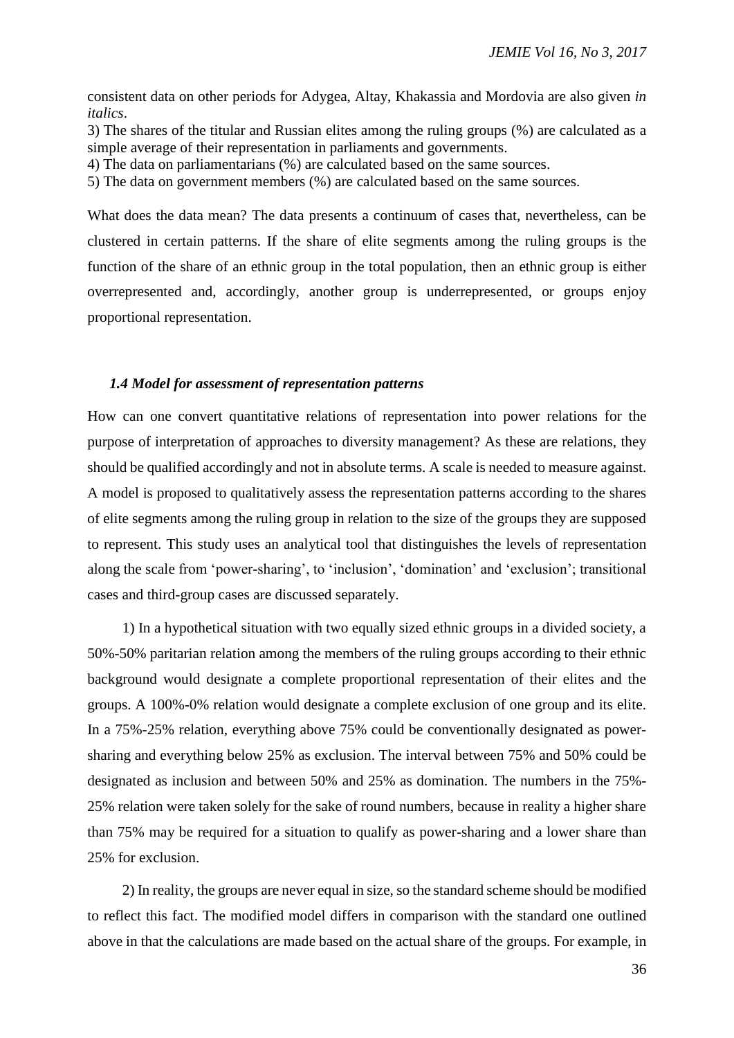consistent data on other periods for Adygea, Altay, Khakassia and Mordovia are also given *in italics*.

3) The shares of the titular and Russian elites among the ruling groups (%) are calculated as a simple average of their representation in parliaments and governments.

4) The data on parliamentarians (%) are calculated based on the same sources.

5) The data on government members (%) are calculated based on the same sources.

What does the data mean? The data presents a continuum of cases that, nevertheless, can be clustered in certain patterns. If the share of elite segments among the ruling groups is the function of the share of an ethnic group in the total population, then an ethnic group is either overrepresented and, accordingly, another group is underrepresented, or groups enjoy proportional representation.

### *1.4 Model for assessment of representation patterns*

How can one convert quantitative relations of representation into power relations for the purpose of interpretation of approaches to diversity management? As these are relations, they should be qualified accordingly and not in absolute terms. A scale is needed to measure against. A model is proposed to qualitatively assess the representation patterns according to the shares of elite segments among the ruling group in relation to the size of the groups they are supposed to represent. This study uses an analytical tool that distinguishes the levels of representation along the scale from 'power-sharing', to 'inclusion', 'domination' and 'exclusion'; transitional cases and third-group cases are discussed separately.

1) In a hypothetical situation with two equally sized ethnic groups in a divided society, a 50%-50% paritarian relation among the members of the ruling groups according to their ethnic background would designate a complete proportional representation of their elites and the groups. A 100%-0% relation would designate a complete exclusion of one group and its elite. In a 75%-25% relation, everything above 75% could be conventionally designated as power-sharing and everything below 25% as exclusion. The interval between 75% and 50% could be designated as inclusion and between 50% and 25% as domination. The numbers in the 75%-25% relation were taken solely for the sake of round numbers, because in reality a higher share than 75% may be required for a situation to qualify as power-sharing and a lower share than 25% for exclusion.

2) In reality, the groups are never equal in size, so the standard scheme should be modified to reflect this fact. The modified model differs in comparison with the standard one outlined above in that the calculations are made based on the actual share of the groups. For example, in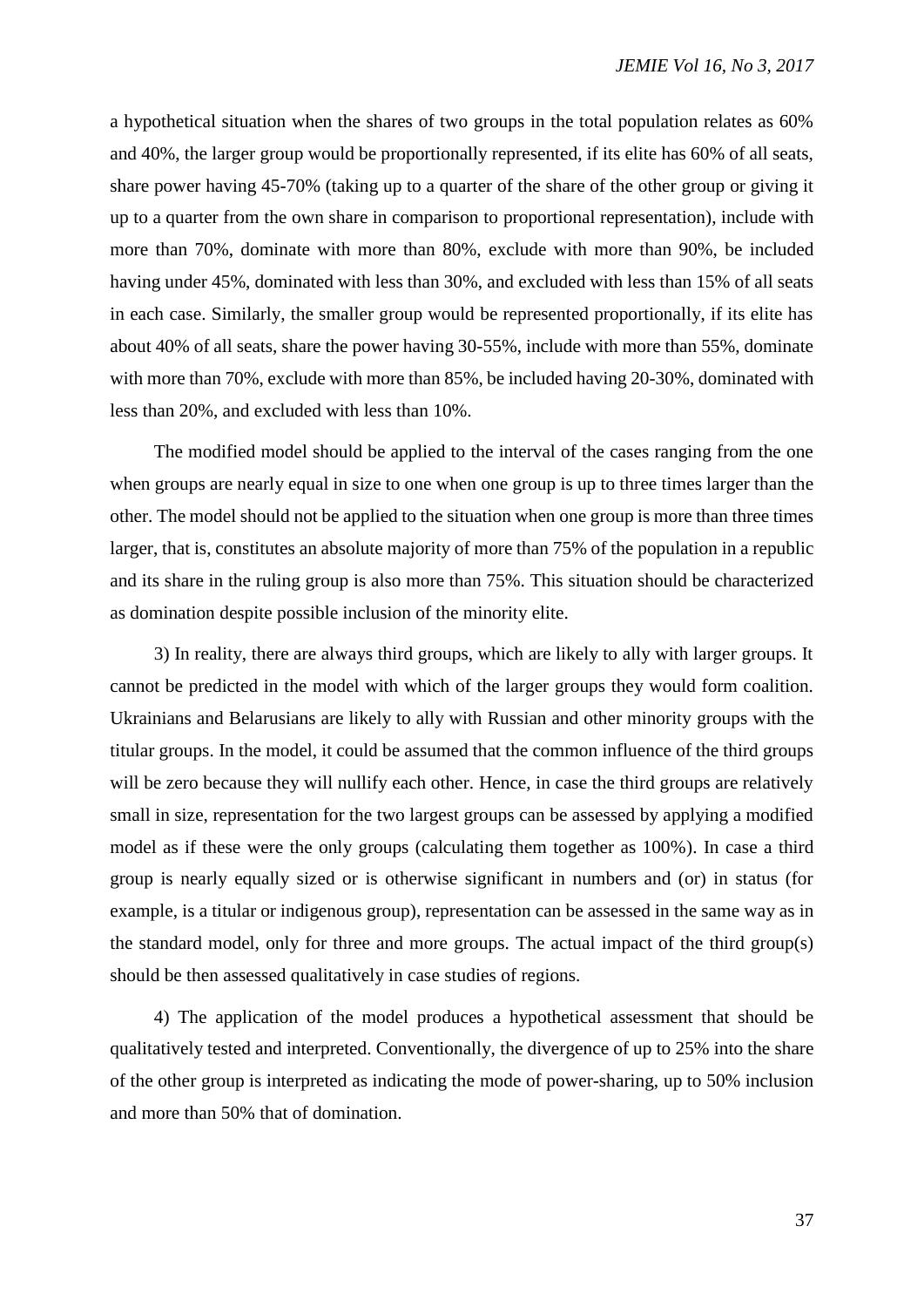a hypothetical situation when the shares of two groups in the total population relates as 60% and 40%, the larger group would be proportionally represented, if its elite has 60% of all seats, share power having 45-70% (taking up to a quarter of the share of the other group or giving it up to a quarter from the own share in comparison to proportional representation), include with more than 70%, dominate with more than 80%, exclude with more than 90%, be included having under 45%, dominated with less than 30%, and excluded with less than 15% of all seats in each case. Similarly, the smaller group would be represented proportionally, if its elite has about 40% of all seats, share the power having 30-55%, include with more than 55%, dominate with more than 70%, exclude with more than 85%, be included having 20-30%, dominated with less than 20%, and excluded with less than 10%.

The modified model should be applied to the interval of the cases ranging from the one when groups are nearly equal in size to one when one group is up to three times larger than the other. The model should not be applied to the situation when one group is more than three times larger, that is, constitutes an absolute majority of more than 75% of the population in a republic and its share in the ruling group is also more than 75%. This situation should be characterized as domination despite possible inclusion of the minority elite.

3) In reality, there are always third groups, which are likely to ally with larger groups. It cannot be predicted in the model with which of the larger groups they would form coalition. Ukrainians and Belarusians are likely to ally with Russian and other minority groups with the titular groups. In the model, it could be assumed that the common influence of the third groups will be zero because they will nullify each other. Hence, in case the third groups are relatively small in size, representation for the two largest groups can be assessed by applying a modified model as if these were the only groups (calculating them together as 100%). In case a third group is nearly equally sized or is otherwise significant in numbers and (or) in status (for example, is a titular or indigenous group), representation can be assessed in the same way as in the standard model, only for three and more groups. The actual impact of the third group(s) should be then assessed qualitatively in case studies of regions.

4) The application of the model produces a hypothetical assessment that should be qualitatively tested and interpreted. Conventionally, the divergence of up to 25% into the share of the other group is interpreted as indicating the mode of power-sharing, up to 50% inclusion and more than 50% that of domination.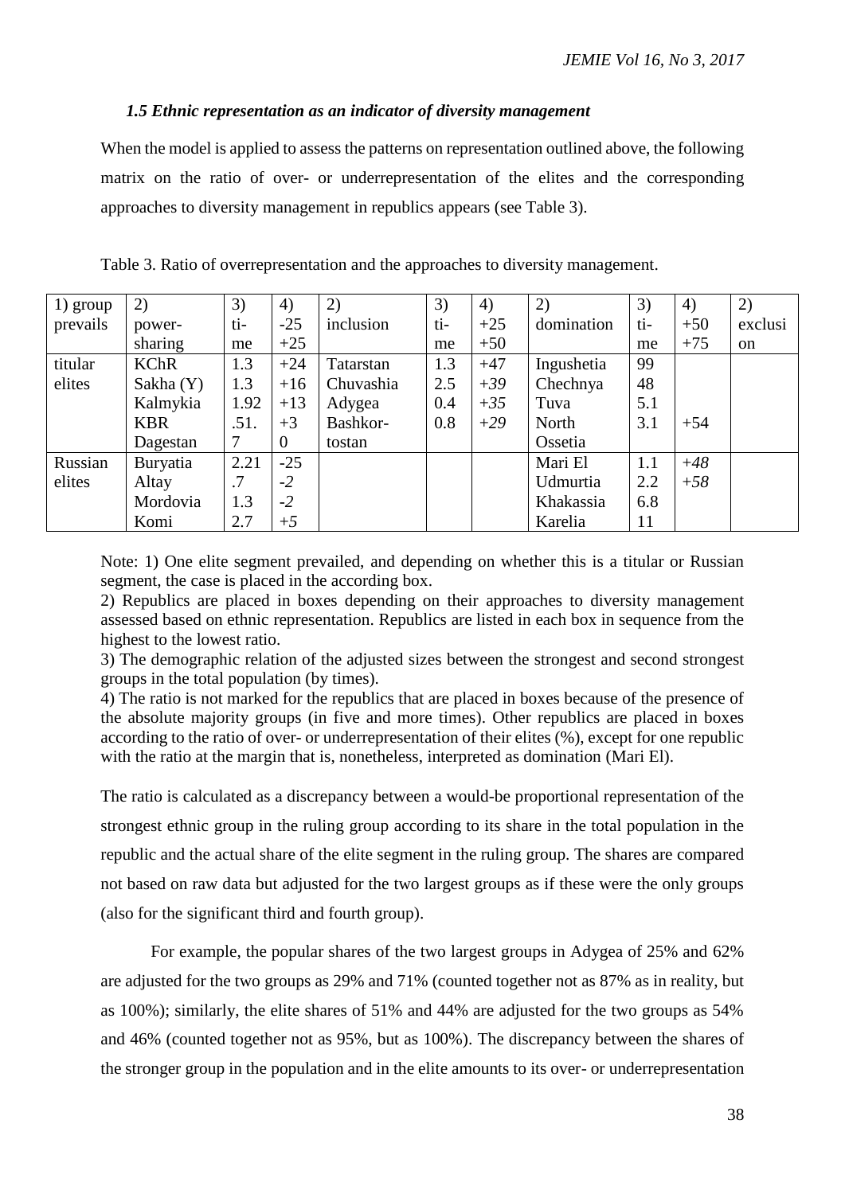### *1.5 Ethnic representation as an indicator of diversity management*

When the model is applied to assess the patterns on representation outlined above, the following matrix on the ratio of over- or underrepresentation of the elites and the corresponding approaches to diversity management in republics appears (see Table 3).

Table 3. Ratio of overrepresentation and the approaches to diversity management.

| 1) group prevails | 2) power-sharing | 3) ti-me | 4) -25 +25 | 2) inclusion | 3) ti-me | 4) +25 +50 | 2) domination | 3) ti-me | 4) +50 +75 | 2) exclusion |
|---|---|---|---|---|---|---|---|---|---|---|
| titular elites | KChR<br>Sakha (Y)<br>Kalmykia<br>KBR<br>Dagestan | 1.3<br>1.3<br>1.92<br>.51.<br>7 | +24<br>+16<br>+13<br>+3<br>0 | Tatarstan<br>Chuvashia<br>Adygea<br>Bashkor-tostan | 1.3<br>2.5<br>0.4<br>0.8 | +47<br>*+39*<br>*+35*<br>*+29* | Ingushetia<br>Chechnya<br>Tuva<br>North Ossetia | 99<br>48<br>5.1<br>3.1 | <br><br><br>+54 | |
| Russian elites | Buryatia<br>Altay<br>Mordovia<br>Komi | 2.21<br>.7<br>1.3<br>2.7 | -25<br>*-2*<br>*-2*<br>*+5* | | | | Mari El<br>Udmurtia<br>Khakassia<br>Karelia | 1.1<br>2.2<br>6.8<br>11 | *+48*<br>*+58* | |

Note: 1) One elite segment prevailed, and depending on whether this is a titular or Russian segment, the case is placed in the according box.
2) Republics are placed in boxes depending on their approaches to diversity management assessed based on ethnic representation. Republics are listed in each box in sequence from the highest to the lowest ratio.
3) The demographic relation of the adjusted sizes between the strongest and second strongest groups in the total population (by times).
4) The ratio is not marked for the republics that are placed in boxes because of the presence of the absolute majority groups (in five and more times). Other republics are placed in boxes according to the ratio of over- or underrepresentation of their elites (%), except for one republic with the ratio at the margin that is, nonetheless, interpreted as domination (Mari El).

The ratio is calculated as a discrepancy between a would-be proportional representation of the strongest ethnic group in the ruling group according to its share in the total population in the republic and the actual share of the elite segment in the ruling group. The shares are compared not based on raw data but adjusted for the two largest groups as if these were the only groups (also for the significant third and fourth group).

For example, the popular shares of the two largest groups in Adygea of 25% and 62% are adjusted for the two groups as 29% and 71% (counted together not as 87% as in reality, but as 100%); similarly, the elite shares of 51% and 44% are adjusted for the two groups as 54% and 46% (counted together not as 95%, but as 100%). The discrepancy between the shares of the stronger group in the population and in the elite amounts to its over- or underrepresentation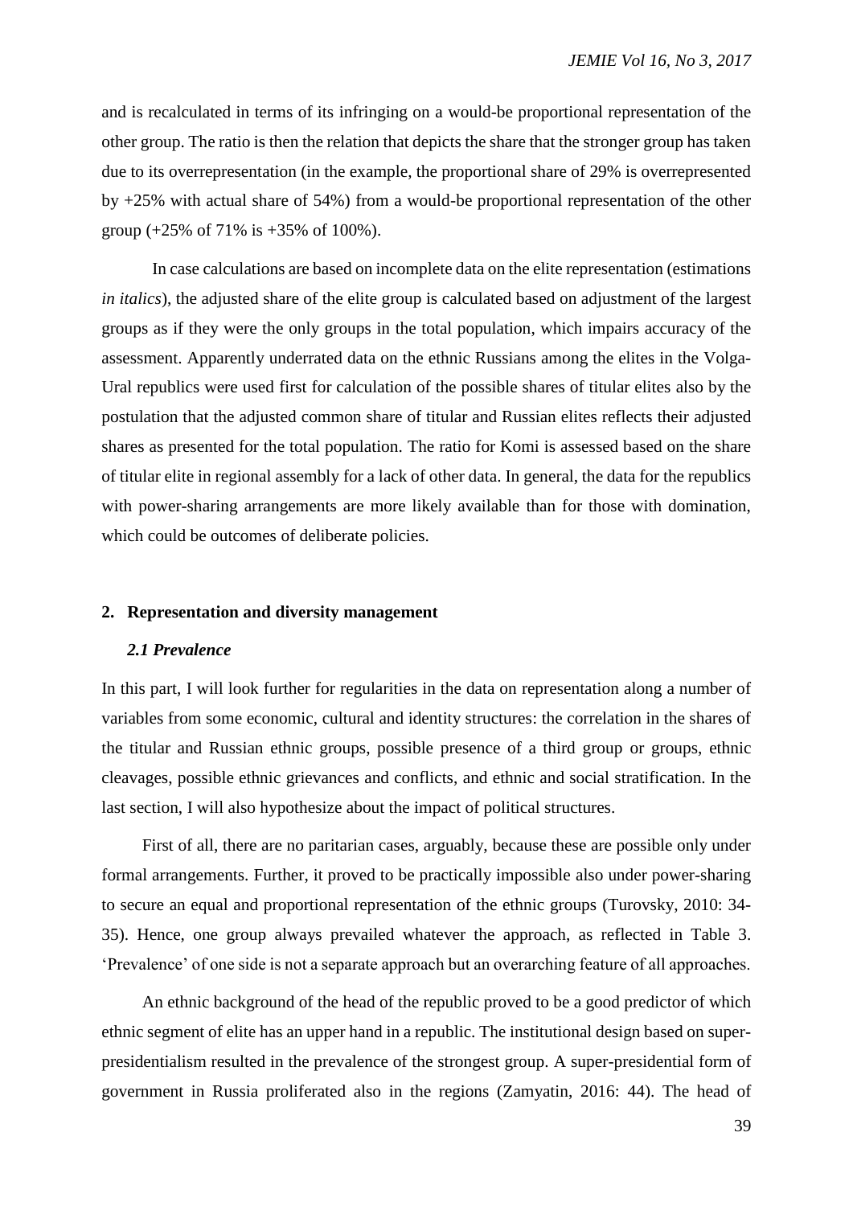and is recalculated in terms of its infringing on a would-be proportional representation of the other group. The ratio is then the relation that depicts the share that the stronger group has taken due to its overrepresentation (in the example, the proportional share of 29% is overrepresented by +25% with actual share of 54%) from a would-be proportional representation of the other group (+25% of 71% is +35% of 100%).

In case calculations are based on incomplete data on the elite representation (estimations *in italics*), the adjusted share of the elite group is calculated based on adjustment of the largest groups as if they were the only groups in the total population, which impairs accuracy of the assessment. Apparently underrated data on the ethnic Russians among the elites in the Volga-Ural republics were used first for calculation of the possible shares of titular elites also by the postulation that the adjusted common share of titular and Russian elites reflects their adjusted shares as presented for the total population. The ratio for Komi is assessed based on the share of titular elite in regional assembly for a lack of other data. In general, the data for the republics with power-sharing arrangements are more likely available than for those with domination, which could be outcomes of deliberate policies.

## 2. Representation and diversity management

### *2.1 Prevalence*

In this part, I will look further for regularities in the data on representation along a number of variables from some economic, cultural and identity structures: the correlation in the shares of the titular and Russian ethnic groups, possible presence of a third group or groups, ethnic cleavages, possible ethnic grievances and conflicts, and ethnic and social stratification. In the last section, I will also hypothesize about the impact of political structures.

First of all, there are no paritarian cases, arguably, because these are possible only under formal arrangements. Further, it proved to be practically impossible also under power-sharing to secure an equal and proportional representation of the ethnic groups (Turovsky, 2010: 34-35). Hence, one group always prevailed whatever the approach, as reflected in Table 3. 'Prevalence' of one side is not a separate approach but an overarching feature of all approaches.

An ethnic background of the head of the republic proved to be a good predictor of which ethnic segment of elite has an upper hand in a republic. The institutional design based on super-presidentialism resulted in the prevalence of the strongest group. A super-presidential form of government in Russia proliferated also in the regions (Zamyatin, 2016: 44). The head of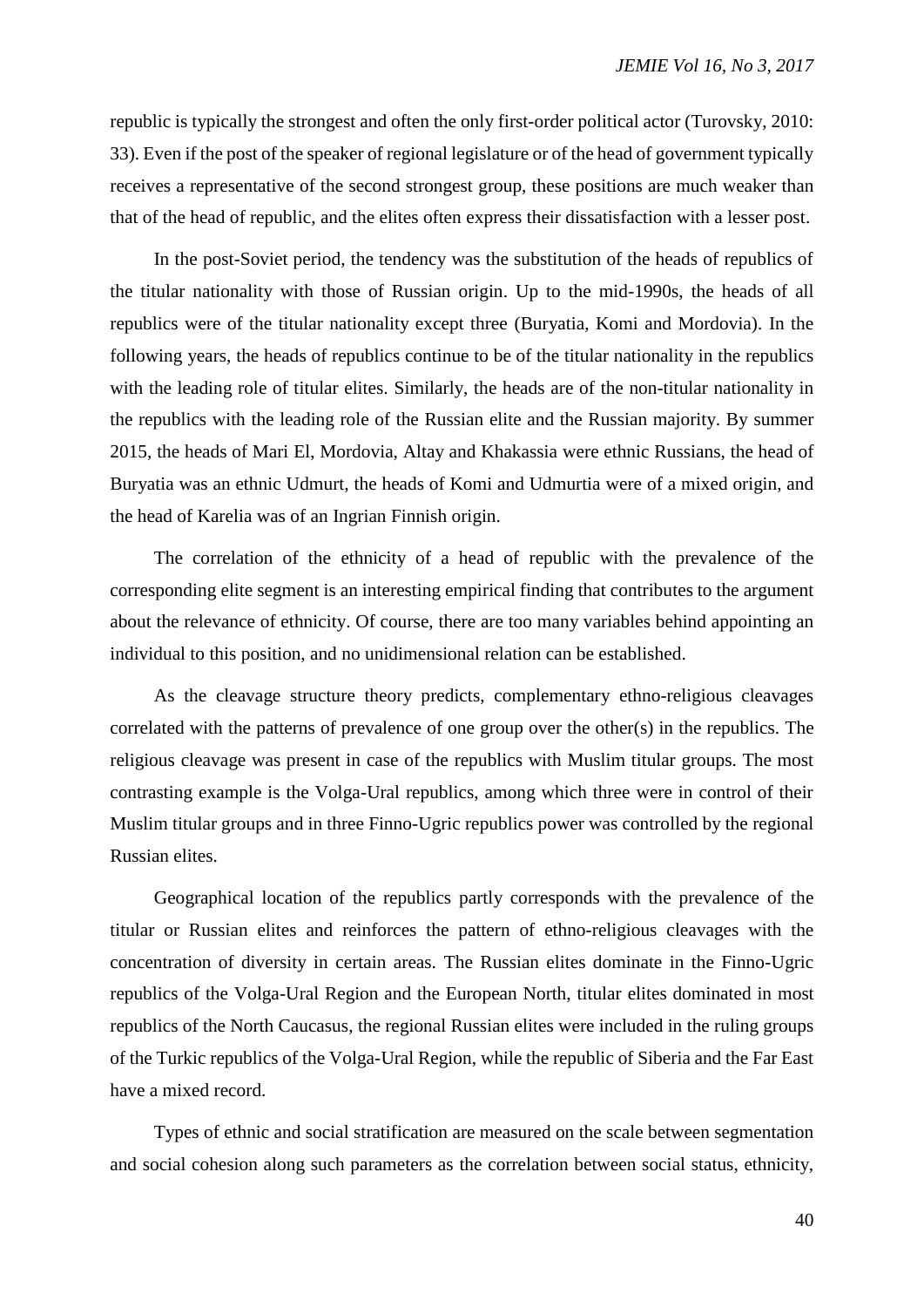republic is typically the strongest and often the only first-order political actor (Turovsky, 2010: 33). Even if the post of the speaker of regional legislature or of the head of government typically receives a representative of the second strongest group, these positions are much weaker than that of the head of republic, and the elites often express their dissatisfaction with a lesser post.

In the post-Soviet period, the tendency was the substitution of the heads of republics of the titular nationality with those of Russian origin. Up to the mid-1990s, the heads of all republics were of the titular nationality except three (Buryatia, Komi and Mordovia). In the following years, the heads of republics continue to be of the titular nationality in the republics with the leading role of titular elites. Similarly, the heads are of the non-titular nationality in the republics with the leading role of the Russian elite and the Russian majority. By summer 2015, the heads of Mari El, Mordovia, Altay and Khakassia were ethnic Russians, the head of Buryatia was an ethnic Udmurt, the heads of Komi and Udmurtia were of a mixed origin, and the head of Karelia was of an Ingrian Finnish origin.

The correlation of the ethnicity of a head of republic with the prevalence of the corresponding elite segment is an interesting empirical finding that contributes to the argument about the relevance of ethnicity. Of course, there are too many variables behind appointing an individual to this position, and no unidimensional relation can be established.

As the cleavage structure theory predicts, complementary ethno-religious cleavages correlated with the patterns of prevalence of one group over the other(s) in the republics. The religious cleavage was present in case of the republics with Muslim titular groups. The most contrasting example is the Volga-Ural republics, among which three were in control of their Muslim titular groups and in three Finno-Ugric republics power was controlled by the regional Russian elites.

Geographical location of the republics partly corresponds with the prevalence of the titular or Russian elites and reinforces the pattern of ethno-religious cleavages with the concentration of diversity in certain areas. The Russian elites dominate in the Finno-Ugric republics of the Volga-Ural Region and the European North, titular elites dominated in most republics of the North Caucasus, the regional Russian elites were included in the ruling groups of the Turkic republics of the Volga-Ural Region, while the republic of Siberia and the Far East have a mixed record.

Types of ethnic and social stratification are measured on the scale between segmentation and social cohesion along such parameters as the correlation between social status, ethnicity,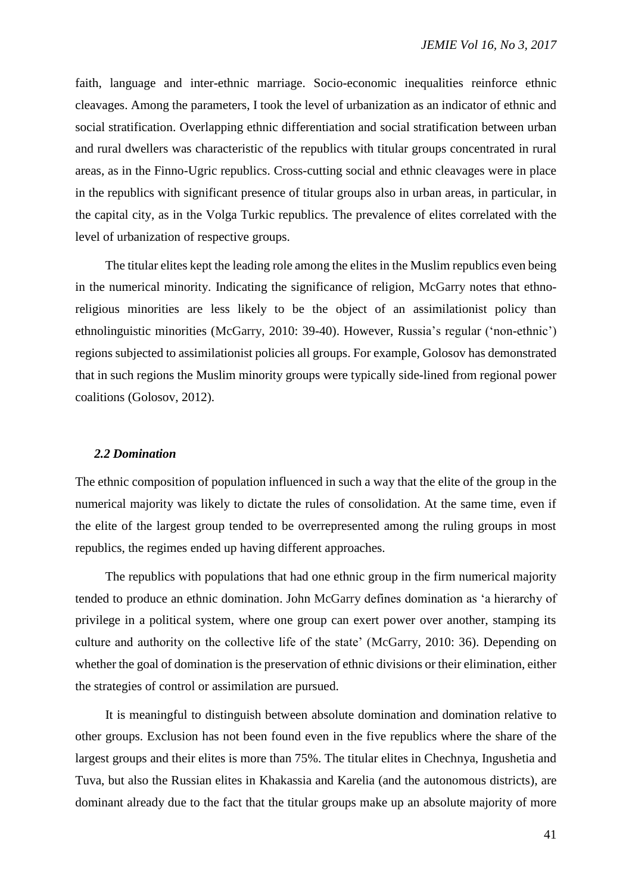faith, language and inter-ethnic marriage. Socio-economic inequalities reinforce ethnic cleavages. Among the parameters, I took the level of urbanization as an indicator of ethnic and social stratification. Overlapping ethnic differentiation and social stratification between urban and rural dwellers was characteristic of the republics with titular groups concentrated in rural areas, as in the Finno-Ugric republics. Cross-cutting social and ethnic cleavages were in place in the republics with significant presence of titular groups also in urban areas, in particular, in the capital city, as in the Volga Turkic republics. The prevalence of elites correlated with the level of urbanization of respective groups.

The titular elites kept the leading role among the elites in the Muslim republics even being in the numerical minority. Indicating the significance of religion, McGarry notes that ethno-religious minorities are less likely to be the object of an assimilationist policy than ethnolinguistic minorities (McGarry, 2010: 39-40). However, Russia's regular ('non-ethnic') regions subjected to assimilationist policies all groups. For example, Golosov has demonstrated that in such regions the Muslim minority groups were typically side-lined from regional power coalitions (Golosov, 2012).

### *2.2 Domination*

The ethnic composition of population influenced in such a way that the elite of the group in the numerical majority was likely to dictate the rules of consolidation. At the same time, even if the elite of the largest group tended to be overrepresented among the ruling groups in most republics, the regimes ended up having different approaches.

The republics with populations that had one ethnic group in the firm numerical majority tended to produce an ethnic domination. John McGarry defines domination as 'a hierarchy of privilege in a political system, where one group can exert power over another, stamping its culture and authority on the collective life of the state' (McGarry, 2010: 36). Depending on whether the goal of domination is the preservation of ethnic divisions or their elimination, either the strategies of control or assimilation are pursued.

It is meaningful to distinguish between absolute domination and domination relative to other groups. Exclusion has not been found even in the five republics where the share of the largest groups and their elites is more than 75%. The titular elites in Chechnya, Ingushetia and Tuva, but also the Russian elites in Khakassia and Karelia (and the autonomous districts), are dominant already due to the fact that the titular groups make up an absolute majority of more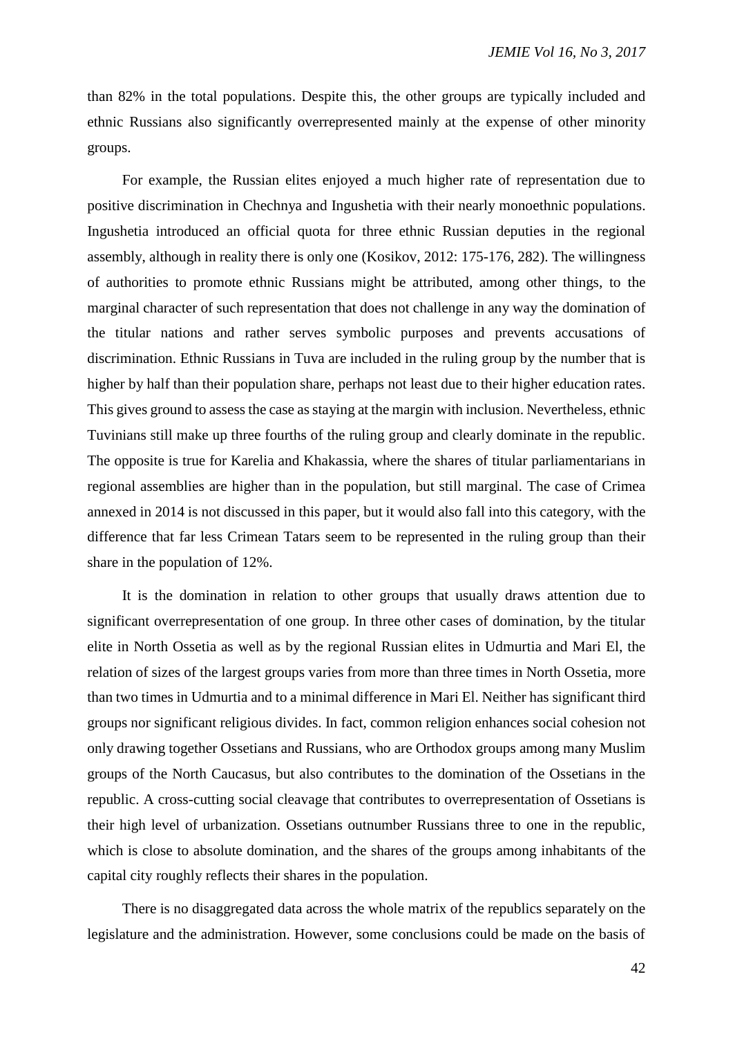than 82% in the total populations. Despite this, the other groups are typically included and ethnic Russians also significantly overrepresented mainly at the expense of other minority groups.

For example, the Russian elites enjoyed a much higher rate of representation due to positive discrimination in Chechnya and Ingushetia with their nearly monoethnic populations. Ingushetia introduced an official quota for three ethnic Russian deputies in the regional assembly, although in reality there is only one (Kosikov, 2012: 175-176, 282). The willingness of authorities to promote ethnic Russians might be attributed, among other things, to the marginal character of such representation that does not challenge in any way the domination of the titular nations and rather serves symbolic purposes and prevents accusations of discrimination. Ethnic Russians in Tuva are included in the ruling group by the number that is higher by half than their population share, perhaps not least due to their higher education rates. This gives ground to assess the case as staying at the margin with inclusion. Nevertheless, ethnic Tuvinians still make up three fourths of the ruling group and clearly dominate in the republic. The opposite is true for Karelia and Khakassia, where the shares of titular parliamentarians in regional assemblies are higher than in the population, but still marginal. The case of Crimea annexed in 2014 is not discussed in this paper, but it would also fall into this category, with the difference that far less Crimean Tatars seem to be represented in the ruling group than their share in the population of 12%.

It is the domination in relation to other groups that usually draws attention due to significant overrepresentation of one group. In three other cases of domination, by the titular elite in North Ossetia as well as by the regional Russian elites in Udmurtia and Mari El, the relation of sizes of the largest groups varies from more than three times in North Ossetia, more than two times in Udmurtia and to a minimal difference in Mari El. Neither has significant third groups nor significant religious divides. In fact, common religion enhances social cohesion not only drawing together Ossetians and Russians, who are Orthodox groups among many Muslim groups of the North Caucasus, but also contributes to the domination of the Ossetians in the republic. A cross-cutting social cleavage that contributes to overrepresentation of Ossetians is their high level of urbanization. Ossetians outnumber Russians three to one in the republic, which is close to absolute domination, and the shares of the groups among inhabitants of the capital city roughly reflects their shares in the population.

There is no disaggregated data across the whole matrix of the republics separately on the legislature and the administration. However, some conclusions could be made on the basis of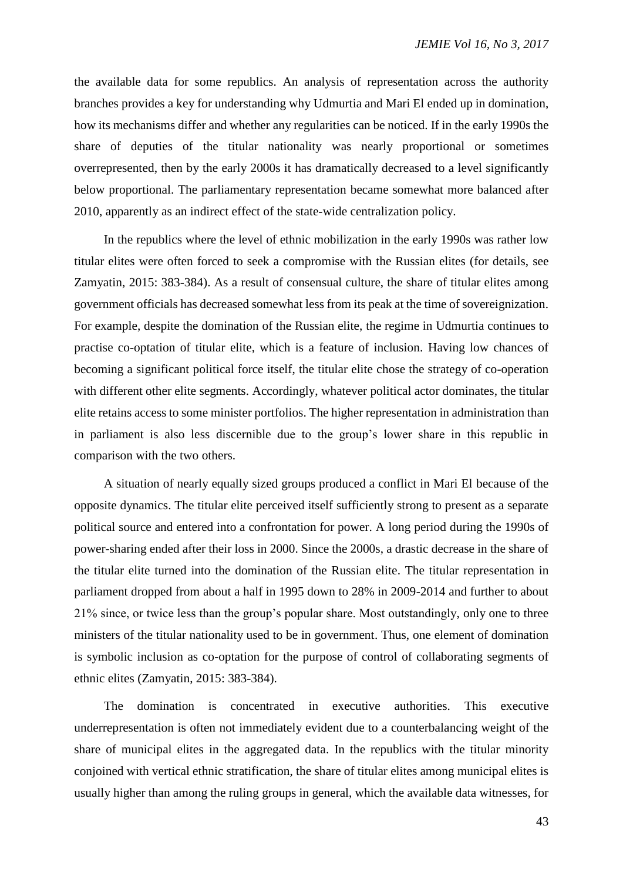the available data for some republics. An analysis of representation across the authority branches provides a key for understanding why Udmurtia and Mari El ended up in domination, how its mechanisms differ and whether any regularities can be noticed. If in the early 1990s the share of deputies of the titular nationality was nearly proportional or sometimes overrepresented, then by the early 2000s it has dramatically decreased to a level significantly below proportional. The parliamentary representation became somewhat more balanced after 2010, apparently as an indirect effect of the state-wide centralization policy.

In the republics where the level of ethnic mobilization in the early 1990s was rather low titular elites were often forced to seek a compromise with the Russian elites (for details, see Zamyatin, 2015: 383-384). As a result of consensual culture, the share of titular elites among government officials has decreased somewhat less from its peak at the time of sovereignization. For example, despite the domination of the Russian elite, the regime in Udmurtia continues to practise co-optation of titular elite, which is a feature of inclusion. Having low chances of becoming a significant political force itself, the titular elite chose the strategy of co-operation with different other elite segments. Accordingly, whatever political actor dominates, the titular elite retains access to some minister portfolios. The higher representation in administration than in parliament is also less discernible due to the group's lower share in this republic in comparison with the two others.

A situation of nearly equally sized groups produced a conflict in Mari El because of the opposite dynamics. The titular elite perceived itself sufficiently strong to present as a separate political source and entered into a confrontation for power. A long period during the 1990s of power-sharing ended after their loss in 2000. Since the 2000s, a drastic decrease in the share of the titular elite turned into the domination of the Russian elite. The titular representation in parliament dropped from about a half in 1995 down to 28% in 2009-2014 and further to about 21% since, or twice less than the group's popular share. Most outstandingly, only one to three ministers of the titular nationality used to be in government. Thus, one element of domination is symbolic inclusion as co-optation for the purpose of control of collaborating segments of ethnic elites (Zamyatin, 2015: 383-384).

The domination is concentrated in executive authorities. This executive underrepresentation is often not immediately evident due to a counterbalancing weight of the share of municipal elites in the aggregated data. In the republics with the titular minority conjoined with vertical ethnic stratification, the share of titular elites among municipal elites is usually higher than among the ruling groups in general, which the available data witnesses, for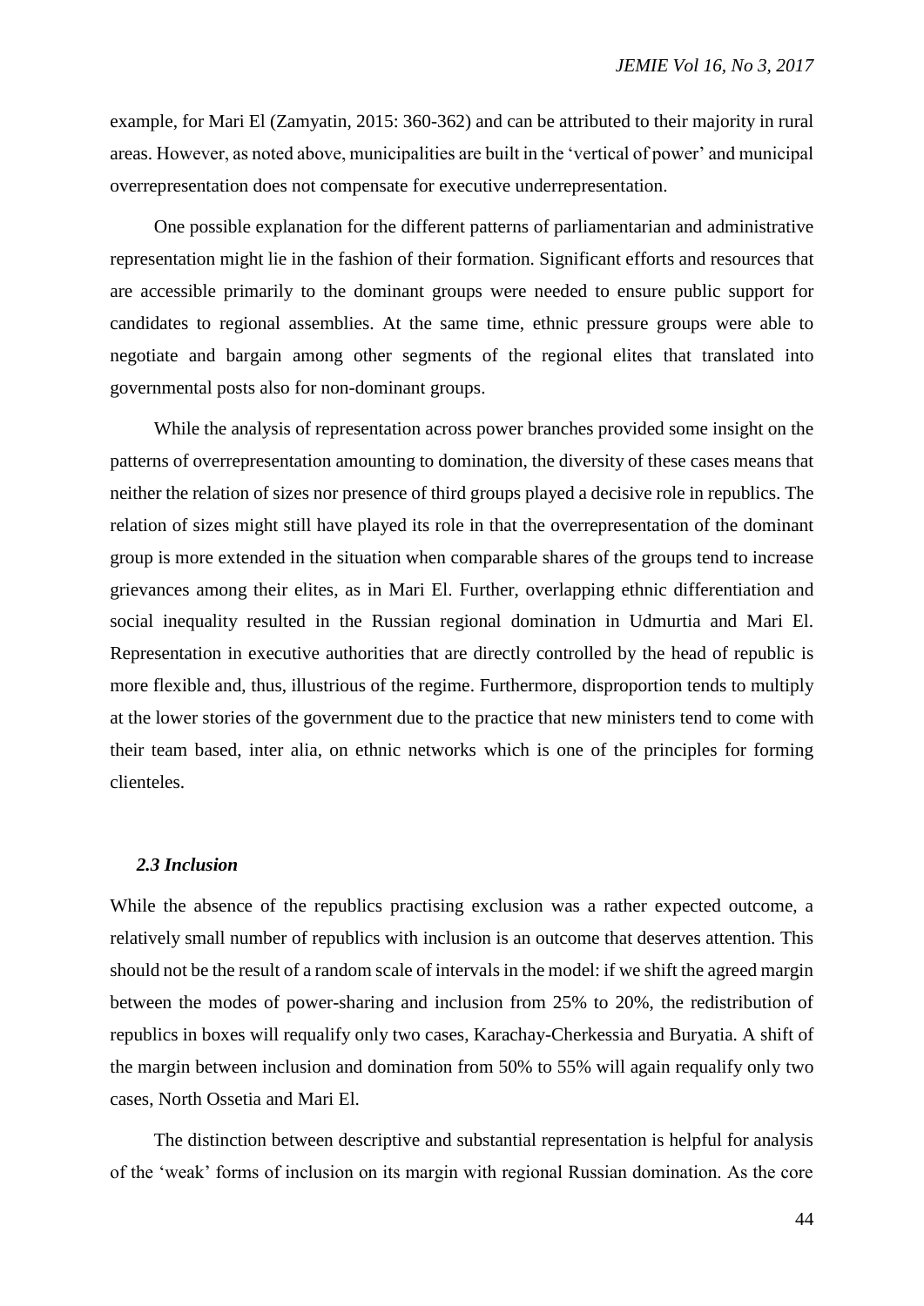example, for Mari El (Zamyatin, 2015: 360-362) and can be attributed to their majority in rural areas. However, as noted above, municipalities are built in the 'vertical of power' and municipal overrepresentation does not compensate for executive underrepresentation.

One possible explanation for the different patterns of parliamentarian and administrative representation might lie in the fashion of their formation. Significant efforts and resources that are accessible primarily to the dominant groups were needed to ensure public support for candidates to regional assemblies. At the same time, ethnic pressure groups were able to negotiate and bargain among other segments of the regional elites that translated into governmental posts also for non-dominant groups.

While the analysis of representation across power branches provided some insight on the patterns of overrepresentation amounting to domination, the diversity of these cases means that neither the relation of sizes nor presence of third groups played a decisive role in republics. The relation of sizes might still have played its role in that the overrepresentation of the dominant group is more extended in the situation when comparable shares of the groups tend to increase grievances among their elites, as in Mari El. Further, overlapping ethnic differentiation and social inequality resulted in the Russian regional domination in Udmurtia and Mari El. Representation in executive authorities that are directly controlled by the head of republic is more flexible and, thus, illustrious of the regime. Furthermore, disproportion tends to multiply at the lower stories of the government due to the practice that new ministers tend to come with their team based, inter alia, on ethnic networks which is one of the principles for forming clienteles.

### *2.3 Inclusion*

While the absence of the republics practising exclusion was a rather expected outcome, a relatively small number of republics with inclusion is an outcome that deserves attention. This should not be the result of a random scale of intervals in the model: if we shift the agreed margin between the modes of power-sharing and inclusion from 25% to 20%, the redistribution of republics in boxes will requalify only two cases, Karachay-Cherkessia and Buryatia. A shift of the margin between inclusion and domination from 50% to 55% will again requalify only two cases, North Ossetia and Mari El.

The distinction between descriptive and substantial representation is helpful for analysis of the 'weak' forms of inclusion on its margin with regional Russian domination. As the core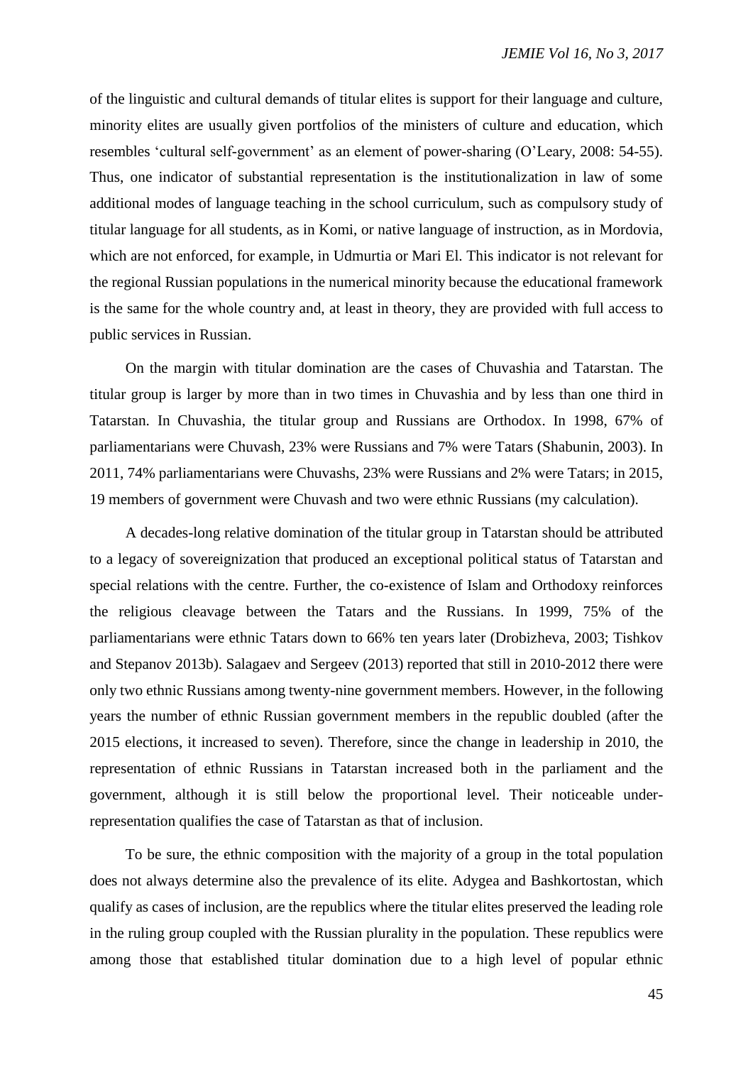of the linguistic and cultural demands of titular elites is support for their language and culture, minority elites are usually given portfolios of the ministers of culture and education, which resembles 'cultural self-government' as an element of power-sharing (O'Leary, 2008: 54-55). Thus, one indicator of substantial representation is the institutionalization in law of some additional modes of language teaching in the school curriculum, such as compulsory study of titular language for all students, as in Komi, or native language of instruction, as in Mordovia, which are not enforced, for example, in Udmurtia or Mari El. This indicator is not relevant for the regional Russian populations in the numerical minority because the educational framework is the same for the whole country and, at least in theory, they are provided with full access to public services in Russian.

On the margin with titular domination are the cases of Chuvashia and Tatarstan. The titular group is larger by more than in two times in Chuvashia and by less than one third in Tatarstan. In Chuvashia, the titular group and Russians are Orthodox. In 1998, 67% of parliamentarians were Chuvash, 23% were Russians and 7% were Tatars (Shabunin, 2003). In 2011, 74% parliamentarians were Chuvashs, 23% were Russians and 2% were Tatars; in 2015, 19 members of government were Chuvash and two were ethnic Russians (my calculation).

A decades-long relative domination of the titular group in Tatarstan should be attributed to a legacy of sovereignization that produced an exceptional political status of Tatarstan and special relations with the centre. Further, the co-existence of Islam and Orthodoxy reinforces the religious cleavage between the Tatars and the Russians. In 1999, 75% of the parliamentarians were ethnic Tatars down to 66% ten years later (Drobizheva, 2003; Tishkov and Stepanov 2013b). Salagaev and Sergeev (2013) reported that still in 2010-2012 there were only two ethnic Russians among twenty-nine government members. However, in the following years the number of ethnic Russian government members in the republic doubled (after the 2015 elections, it increased to seven). Therefore, since the change in leadership in 2010, the representation of ethnic Russians in Tatarstan increased both in the parliament and the government, although it is still below the proportional level. Their noticeable under-representation qualifies the case of Tatarstan as that of inclusion.

To be sure, the ethnic composition with the majority of a group in the total population does not always determine also the prevalence of its elite. Adygea and Bashkortostan, which qualify as cases of inclusion, are the republics where the titular elites preserved the leading role in the ruling group coupled with the Russian plurality in the population. These republics were among those that established titular domination due to a high level of popular ethnic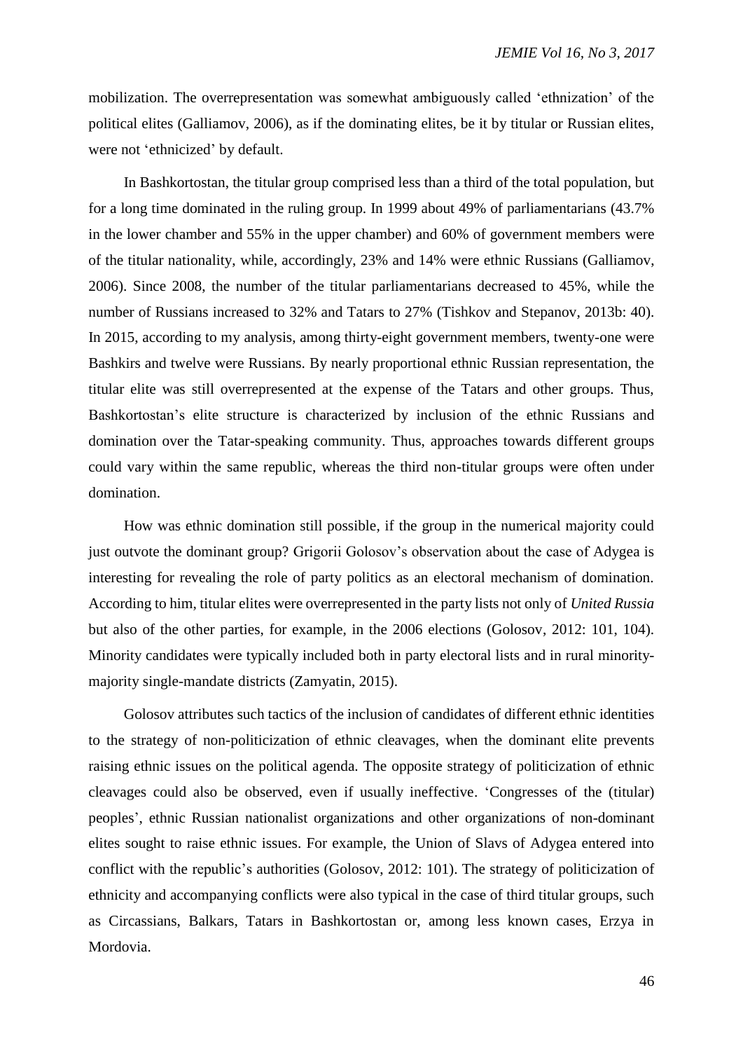mobilization. The overrepresentation was somewhat ambiguously called 'ethnization' of the political elites (Galliamov, 2006), as if the dominating elites, be it by titular or Russian elites, were not 'ethnicized' by default.

In Bashkortostan, the titular group comprised less than a third of the total population, but for a long time dominated in the ruling group. In 1999 about 49% of parliamentarians (43.7% in the lower chamber and 55% in the upper chamber) and 60% of government members were of the titular nationality, while, accordingly, 23% and 14% were ethnic Russians (Galliamov, 2006). Since 2008, the number of the titular parliamentarians decreased to 45%, while the number of Russians increased to 32% and Tatars to 27% (Tishkov and Stepanov, 2013b: 40). In 2015, according to my analysis, among thirty-eight government members, twenty-one were Bashkirs and twelve were Russians. By nearly proportional ethnic Russian representation, the titular elite was still overrepresented at the expense of the Tatars and other groups. Thus, Bashkortostan's elite structure is characterized by inclusion of the ethnic Russians and domination over the Tatar-speaking community. Thus, approaches towards different groups could vary within the same republic, whereas the third non-titular groups were often under domination.

How was ethnic domination still possible, if the group in the numerical majority could just outvote the dominant group? Grigorii Golosov's observation about the case of Adygea is interesting for revealing the role of party politics as an electoral mechanism of domination. According to him, titular elites were overrepresented in the party lists not only of *United Russia* but also of the other parties, for example, in the 2006 elections (Golosov, 2012: 101, 104). Minority candidates were typically included both in party electoral lists and in rural minority-majority single-mandate districts (Zamyatin, 2015).

Golosov attributes such tactics of the inclusion of candidates of different ethnic identities to the strategy of non-politicization of ethnic cleavages, when the dominant elite prevents raising ethnic issues on the political agenda. The opposite strategy of politicization of ethnic cleavages could also be observed, even if usually ineffective. 'Congresses of the (titular) peoples', ethnic Russian nationalist organizations and other organizations of non-dominant elites sought to raise ethnic issues. For example, the Union of Slavs of Adygea entered into conflict with the republic's authorities (Golosov, 2012: 101). The strategy of politicization of ethnicity and accompanying conflicts were also typical in the case of third titular groups, such as Circassians, Balkars, Tatars in Bashkortostan or, among less known cases, Erzya in Mordovia.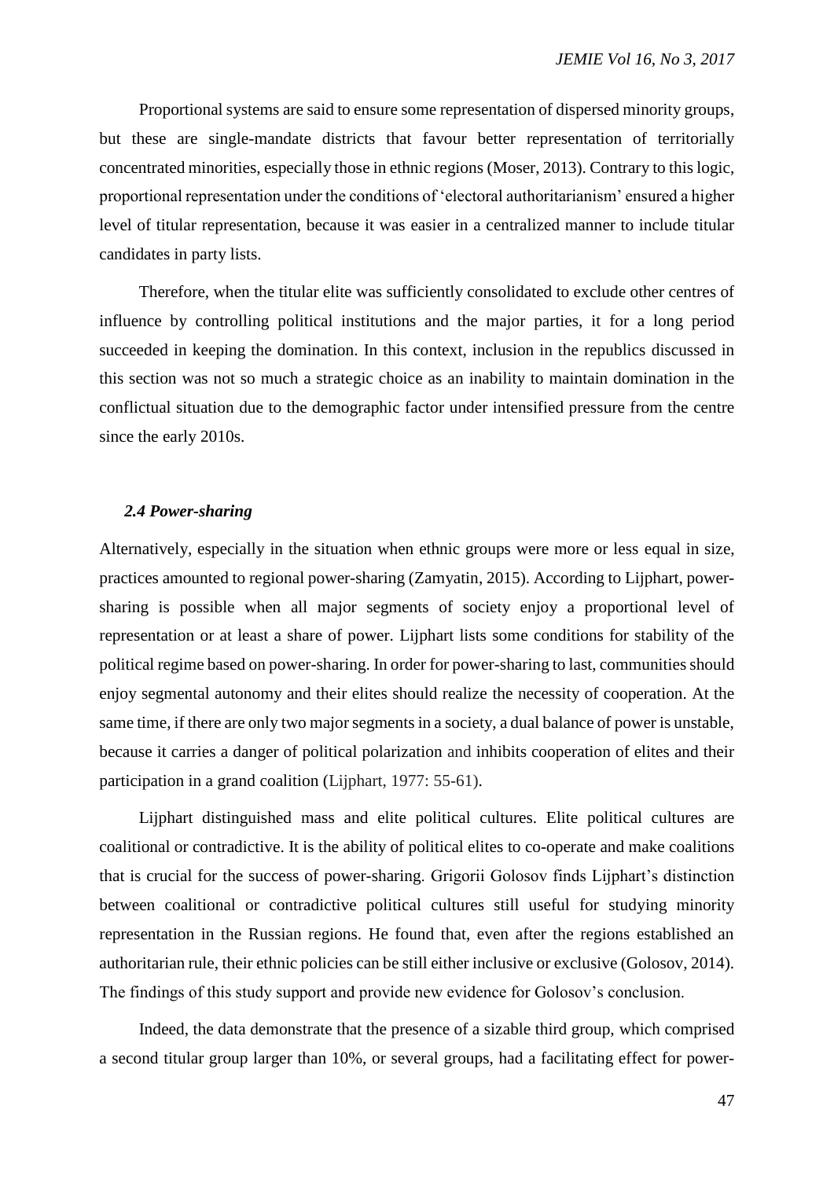Proportional systems are said to ensure some representation of dispersed minority groups, but these are single-mandate districts that favour better representation of territorially concentrated minorities, especially those in ethnic regions (Moser, 2013). Contrary to this logic, proportional representation under the conditions of 'electoral authoritarianism' ensured a higher level of titular representation, because it was easier in a centralized manner to include titular candidates in party lists.

Therefore, when the titular elite was sufficiently consolidated to exclude other centres of influence by controlling political institutions and the major parties, it for a long period succeeded in keeping the domination. In this context, inclusion in the republics discussed in this section was not so much a strategic choice as an inability to maintain domination in the conflictual situation due to the demographic factor under intensified pressure from the centre since the early 2010s.

### *2.4 Power-sharing*

Alternatively, especially in the situation when ethnic groups were more or less equal in size, practices amounted to regional power-sharing (Zamyatin, 2015). According to Lijphart, power-sharing is possible when all major segments of society enjoy a proportional level of representation or at least a share of power. Lijphart lists some conditions for stability of the political regime based on power-sharing. In order for power-sharing to last, communities should enjoy segmental autonomy and their elites should realize the necessity of cooperation. At the same time, if there are only two major segments in a society, a dual balance of power is unstable, because it carries a danger of political polarization and inhibits cooperation of elites and their participation in a grand coalition (Lijphart, 1977: 55-61).

Lijphart distinguished mass and elite political cultures. Elite political cultures are coalitional or contradictive. It is the ability of political elites to co-operate and make coalitions that is crucial for the success of power-sharing. Grigorii Golosov finds Lijphart's distinction between coalitional or contradictive political cultures still useful for studying minority representation in the Russian regions. He found that, even after the regions established an authoritarian rule, their ethnic policies can be still either inclusive or exclusive (Golosov, 2014). The findings of this study support and provide new evidence for Golosov's conclusion.

Indeed, the data demonstrate that the presence of a sizable third group, which comprised a second titular group larger than 10%, or several groups, had a facilitating effect for power-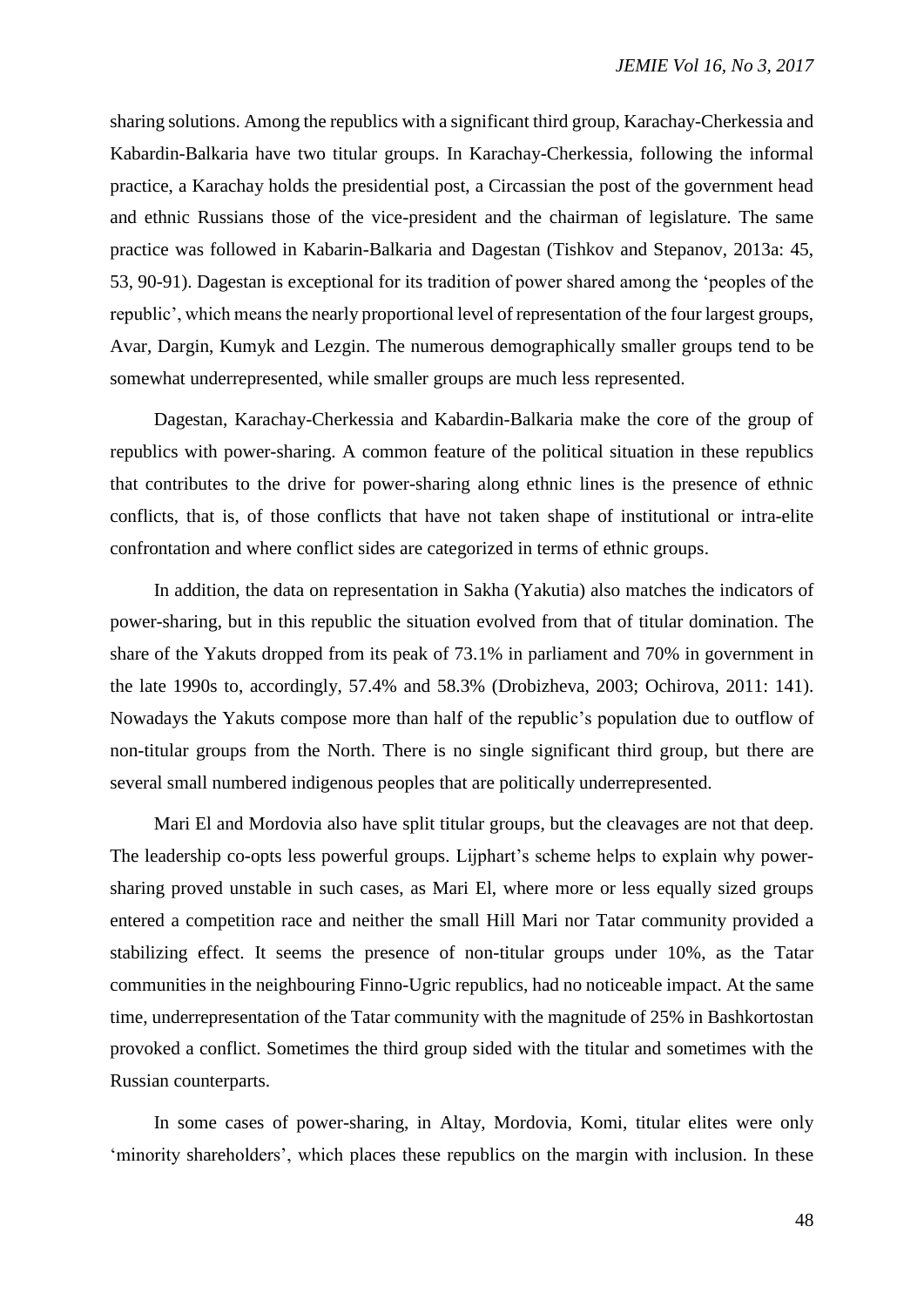sharing solutions. Among the republics with a significant third group, Karachay-Cherkessia and Kabardin-Balkaria have two titular groups. In Karachay-Cherkessia, following the informal practice, a Karachay holds the presidential post, a Circassian the post of the government head and ethnic Russians those of the vice-president and the chairman of legislature. The same practice was followed in Kabarin-Balkaria and Dagestan (Tishkov and Stepanov, 2013a: 45, 53, 90-91). Dagestan is exceptional for its tradition of power shared among the 'peoples of the republic', which means the nearly proportional level of representation of the four largest groups, Avar, Dargin, Kumyk and Lezgin. The numerous demographically smaller groups tend to be somewhat underrepresented, while smaller groups are much less represented.

Dagestan, Karachay-Cherkessia and Kabardin-Balkaria make the core of the group of republics with power-sharing. A common feature of the political situation in these republics that contributes to the drive for power-sharing along ethnic lines is the presence of ethnic conflicts, that is, of those conflicts that have not taken shape of institutional or intra-elite confrontation and where conflict sides are categorized in terms of ethnic groups.

In addition, the data on representation in Sakha (Yakutia) also matches the indicators of power-sharing, but in this republic the situation evolved from that of titular domination. The share of the Yakuts dropped from its peak of 73.1% in parliament and 70% in government in the late 1990s to, accordingly, 57.4% and 58.3% (Drobizheva, 2003; Ochirova, 2011: 141). Nowadays the Yakuts compose more than half of the republic's population due to outflow of non-titular groups from the North. There is no single significant third group, but there are several small numbered indigenous peoples that are politically underrepresented.

Mari El and Mordovia also have split titular groups, but the cleavages are not that deep. The leadership co-opts less powerful groups. Lijphart's scheme helps to explain why power-sharing proved unstable in such cases, as Mari El, where more or less equally sized groups entered a competition race and neither the small Hill Mari nor Tatar community provided a stabilizing effect. It seems the presence of non-titular groups under 10%, as the Tatar communities in the neighbouring Finno-Ugric republics, had no noticeable impact. At the same time, underrepresentation of the Tatar community with the magnitude of 25% in Bashkortostan provoked a conflict. Sometimes the third group sided with the titular and sometimes with the Russian counterparts.

In some cases of power-sharing, in Altay, Mordovia, Komi, titular elites were only 'minority shareholders', which places these republics on the margin with inclusion. In these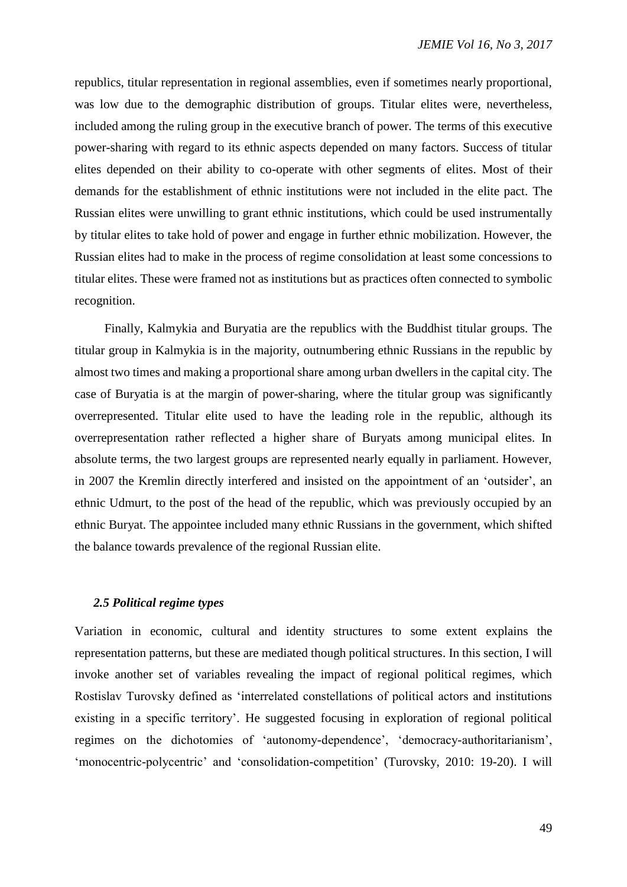republics, titular representation in regional assemblies, even if sometimes nearly proportional, was low due to the demographic distribution of groups. Titular elites were, nevertheless, included among the ruling group in the executive branch of power. The terms of this executive power-sharing with regard to its ethnic aspects depended on many factors. Success of titular elites depended on their ability to co-operate with other segments of elites. Most of their demands for the establishment of ethnic institutions were not included in the elite pact. The Russian elites were unwilling to grant ethnic institutions, which could be used instrumentally by titular elites to take hold of power and engage in further ethnic mobilization. However, the Russian elites had to make in the process of regime consolidation at least some concessions to titular elites. These were framed not as institutions but as practices often connected to symbolic recognition.

Finally, Kalmykia and Buryatia are the republics with the Buddhist titular groups. The titular group in Kalmykia is in the majority, outnumbering ethnic Russians in the republic by almost two times and making a proportional share among urban dwellers in the capital city. The case of Buryatia is at the margin of power-sharing, where the titular group was significantly overrepresented. Titular elite used to have the leading role in the republic, although its overrepresentation rather reflected a higher share of Buryats among municipal elites. In absolute terms, the two largest groups are represented nearly equally in parliament. However, in 2007 the Kremlin directly interfered and insisted on the appointment of an 'outsider', an ethnic Udmurt, to the post of the head of the republic, which was previously occupied by an ethnic Buryat. The appointee included many ethnic Russians in the government, which shifted the balance towards prevalence of the regional Russian elite.

### *2.5 Political regime types*

Variation in economic, cultural and identity structures to some extent explains the representation patterns, but these are mediated though political structures. In this section, I will invoke another set of variables revealing the impact of regional political regimes, which Rostislav Turovsky defined as 'interrelated constellations of political actors and institutions existing in a specific territory'. He suggested focusing in exploration of regional political regimes on the dichotomies of 'autonomy-dependence', 'democracy-authoritarianism', 'monocentric-polycentric' and 'consolidation-competition' (Turovsky, 2010: 19-20). I will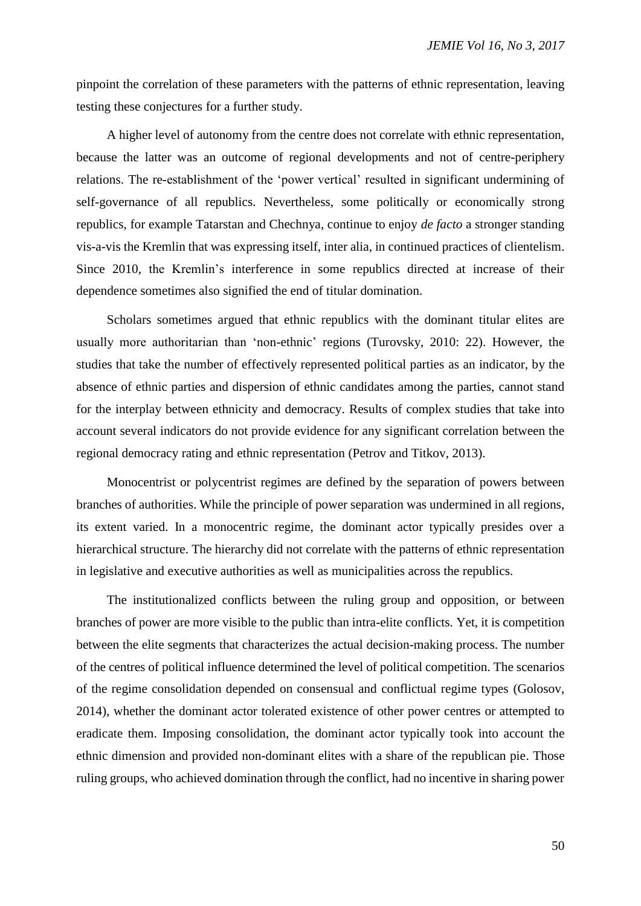pinpoint the correlation of these parameters with the patterns of ethnic representation, leaving testing these conjectures for a further study.

A higher level of autonomy from the centre does not correlate with ethnic representation, because the latter was an outcome of regional developments and not of centre-periphery relations. The re-establishment of the 'power vertical' resulted in significant undermining of self-governance of all republics. Nevertheless, some politically or economically strong republics, for example Tatarstan and Chechnya, continue to enjoy *de facto* a stronger standing vis-a-vis the Kremlin that was expressing itself, inter alia, in continued practices of clientelism. Since 2010, the Kremlin's interference in some republics directed at increase of their dependence sometimes also signified the end of titular domination.

Scholars sometimes argued that ethnic republics with the dominant titular elites are usually more authoritarian than 'non-ethnic' regions (Turovsky, 2010: 22). However, the studies that take the number of effectively represented political parties as an indicator, by the absence of ethnic parties and dispersion of ethnic candidates among the parties, cannot stand for the interplay between ethnicity and democracy. Results of complex studies that take into account several indicators do not provide evidence for any significant correlation between the regional democracy rating and ethnic representation (Petrov and Titkov, 2013).

Monocentrist or polycentrist regimes are defined by the separation of powers between branches of authorities. While the principle of power separation was undermined in all regions, its extent varied. In a monocentric regime, the dominant actor typically presides over a hierarchical structure. The hierarchy did not correlate with the patterns of ethnic representation in legislative and executive authorities as well as municipalities across the republics.

The institutionalized conflicts between the ruling group and opposition, or between branches of power are more visible to the public than intra-elite conflicts. Yet, it is competition between the elite segments that characterizes the actual decision-making process. The number of the centres of political influence determined the level of political competition. The scenarios of the regime consolidation depended on consensual and conflictual regime types (Golosov, 2014), whether the dominant actor tolerated existence of other power centres or attempted to eradicate them. Imposing consolidation, the dominant actor typically took into account the ethnic dimension and provided non-dominant elites with a share of the republican pie. Those ruling groups, who achieved domination through the conflict, had no incentive in sharing power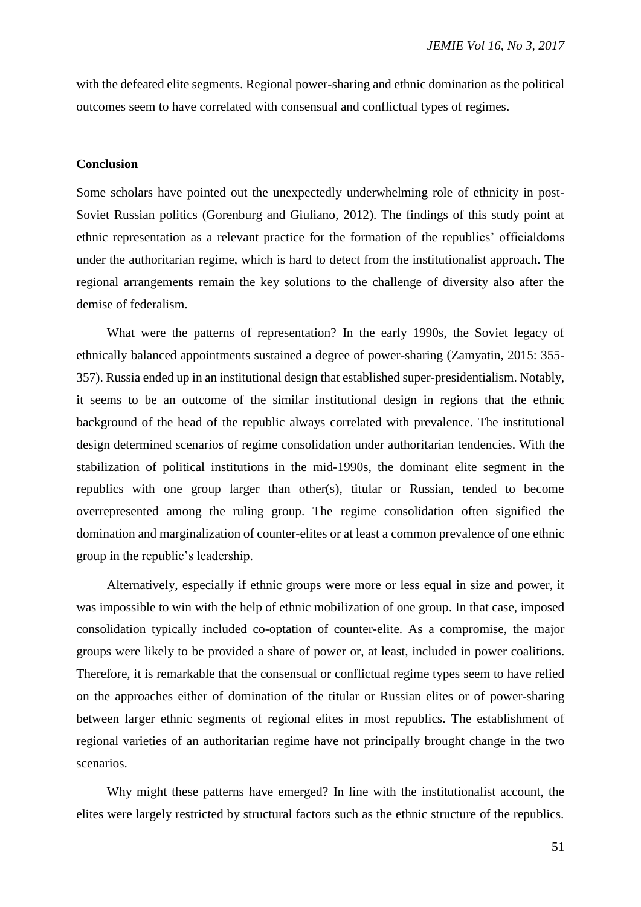with the defeated elite segments. Regional power-sharing and ethnic domination as the political outcomes seem to have correlated with consensual and conflictual types of regimes.

## Conclusion

Some scholars have pointed out the unexpectedly underwhelming role of ethnicity in post-Soviet Russian politics (Gorenburg and Giuliano, 2012). The findings of this study point at ethnic representation as a relevant practice for the formation of the republics' officialdoms under the authoritarian regime, which is hard to detect from the institutionalist approach. The regional arrangements remain the key solutions to the challenge of diversity also after the demise of federalism.

What were the patterns of representation? In the early 1990s, the Soviet legacy of ethnically balanced appointments sustained a degree of power-sharing (Zamyatin, 2015: 355-357). Russia ended up in an institutional design that established super-presidentialism. Notably, it seems to be an outcome of the similar institutional design in regions that the ethnic background of the head of the republic always correlated with prevalence. The institutional design determined scenarios of regime consolidation under authoritarian tendencies. With the stabilization of political institutions in the mid-1990s, the dominant elite segment in the republics with one group larger than other(s), titular or Russian, tended to become overrepresented among the ruling group. The regime consolidation often signified the domination and marginalization of counter-elites or at least a common prevalence of one ethnic group in the republic's leadership.

Alternatively, especially if ethnic groups were more or less equal in size and power, it was impossible to win with the help of ethnic mobilization of one group. In that case, imposed consolidation typically included co-optation of counter-elite. As a compromise, the major groups were likely to be provided a share of power or, at least, included in power coalitions. Therefore, it is remarkable that the consensual or conflictual regime types seem to have relied on the approaches either of domination of the titular or Russian elites or of power-sharing between larger ethnic segments of regional elites in most republics. The establishment of regional varieties of an authoritarian regime have not principally brought change in the two scenarios.

Why might these patterns have emerged? In line with the institutionalist account, the elites were largely restricted by structural factors such as the ethnic structure of the republics.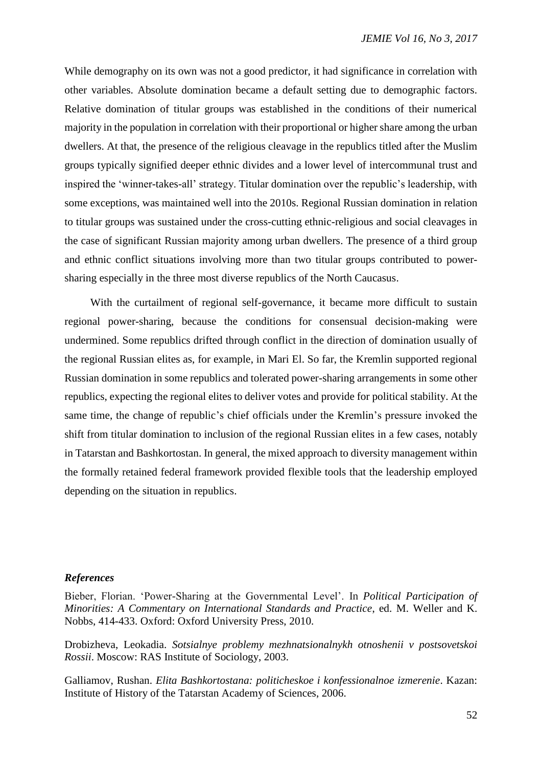While demography on its own was not a good predictor, it had significance in correlation with other variables. Absolute domination became a default setting due to demographic factors. Relative domination of titular groups was established in the conditions of their numerical majority in the population in correlation with their proportional or higher share among the urban dwellers. At that, the presence of the religious cleavage in the republics titled after the Muslim groups typically signified deeper ethnic divides and a lower level of intercommunal trust and inspired the 'winner-takes-all' strategy. Titular domination over the republic's leadership, with some exceptions, was maintained well into the 2010s. Regional Russian domination in relation to titular groups was sustained under the cross-cutting ethnic-religious and social cleavages in the case of significant Russian majority among urban dwellers. The presence of a third group and ethnic conflict situations involving more than two titular groups contributed to power-sharing especially in the three most diverse republics of the North Caucasus.

With the curtailment of regional self-governance, it became more difficult to sustain regional power-sharing, because the conditions for consensual decision-making were undermined. Some republics drifted through conflict in the direction of domination usually of the regional Russian elites as, for example, in Mari El. So far, the Kremlin supported regional Russian domination in some republics and tolerated power-sharing arrangements in some other republics, expecting the regional elites to deliver votes and provide for political stability. At the same time, the change of republic's chief officials under the Kremlin's pressure invoked the shift from titular domination to inclusion of the regional Russian elites in a few cases, notably in Tatarstan and Bashkortostan. In general, the mixed approach to diversity management within the formally retained federal framework provided flexible tools that the leadership employed depending on the situation in republics.

### *References*

Bieber, Florian. 'Power-Sharing at the Governmental Level'. In *Political Participation of Minorities: A Commentary on International Standards and Practice*, ed. M. Weller and K. Nobbs, 414-433. Oxford: Oxford University Press, 2010.

Drobizheva, Leokadia. *Sotsialnye problemy mezhnatsionalnykh otnoshenii v postsovetskoi Rossii*. Moscow: RAS Institute of Sociology, 2003.

Galliamov, Rushan. *Elita Bashkortostana: politicheskoe i konfessionalnoe izmerenie*. Kazan: Institute of History of the Tatarstan Academy of Sciences, 2006.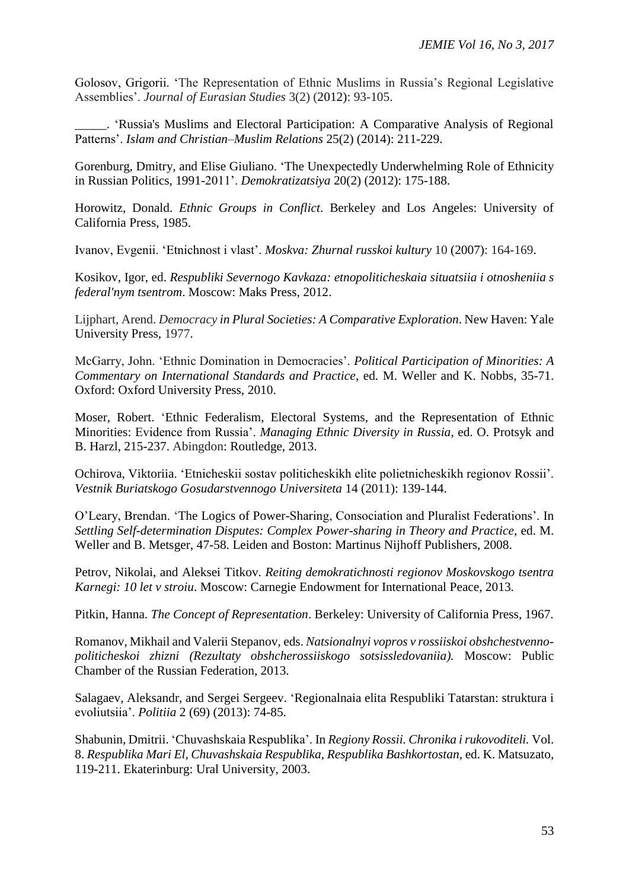Golosov, Grigorii. 'The Representation of Ethnic Muslims in Russia's Regional Legislative Assemblies'. *Journal of Eurasian Studies* 3(2) (2012): 93-105.

_____. 'Russia's Muslims and Electoral Participation: A Comparative Analysis of Regional Patterns'. *Islam and Christian–Muslim Relations* 25(2) (2014): 211-229.

Gorenburg, Dmitry, and Elise Giuliano. 'The Unexpectedly Underwhelming Role of Ethnicity in Russian Politics, 1991-2011'. *Demokratizatsiya* 20(2) (2012): 175-188.

Horowitz, Donald. *Ethnic Groups in Conflict*. Berkeley and Los Angeles: University of California Press, 1985.

Ivanov, Evgenii. 'Etnichnost i vlast'. *Moskva: Zhurnal russkoi kultury* 10 (2007): 164-169.

Kosikov, Igor, ed. *Respubliki Severnogo Kavkaza: etnopoliticheskaia situatsiia i otnosheniia s federal'nym tsentrom*. Moscow: Maks Press, 2012.

Lijphart, Arend. *Democracy in Plural Societies: A Comparative Exploration*. New Haven: Yale University Press, 1977.

McGarry, John. 'Ethnic Domination in Democracies'. *Political Participation of Minorities: A Commentary on International Standards and Practice*, ed. M. Weller and K. Nobbs, 35-71. Oxford: Oxford University Press, 2010.

Moser, Robert. 'Ethnic Federalism, Electoral Systems, and the Representation of Ethnic Minorities: Evidence from Russia'. *Managing Ethnic Diversity in Russia*, ed. O. Protsyk and B. Harzl, 215-237. Abingdon: Routledge, 2013.

Ochirova, Viktoriia. 'Etnicheskii sostav politicheskikh elite polietnicheskikh regionov Rossii'. *Vestnik Buriatskogo Gosudarstvennogo Universiteta* 14 (2011): 139-144.

O'Leary, Brendan. 'The Logics of Power-Sharing, Consociation and Pluralist Federations'. In *Settling Self-determination Disputes: Complex Power-sharing in Theory and Practice*, ed. M. Weller and B. Metsger, 47-58. Leiden and Boston: Martinus Nijhoff Publishers, 2008.

Petrov, Nikolai, and Aleksei Titkov. *Reiting demokratichnosti regionov Moskovskogo tsentra Karnegi: 10 let v stroiu*. Moscow: Carnegie Endowment for International Peace, 2013.

Pitkin, Hanna. *The Concept of Representation*. Berkeley: University of California Press, 1967.

Romanov, Mikhail and Valerii Stepanov, eds. *Natsionalnyi vopros v rossiiskoi obshchestvenno-politicheskoi zhizni (Rezultaty obshcherossiiskogo sotsissledovaniia).* Moscow: Public Chamber of the Russian Federation, 2013.

Salagaev, Aleksandr, and Sergei Sergeev. 'Regionalnaia elita Respubliki Tatarstan: struktura i evoliutsiia'. *Politiia* 2 (69) (2013): 74-85.

Shabunin, Dmitrii. 'Chuvashskaia Respublika'. In *Regiony Rossii. Chronika i rukovoditeli.* Vol. 8. *Respublika Mari El, Chuvashskaia Respublika, Respublika Bashkortostan*, ed. K. Matsuzato, 119-211. Ekaterinburg: Ural University, 2003.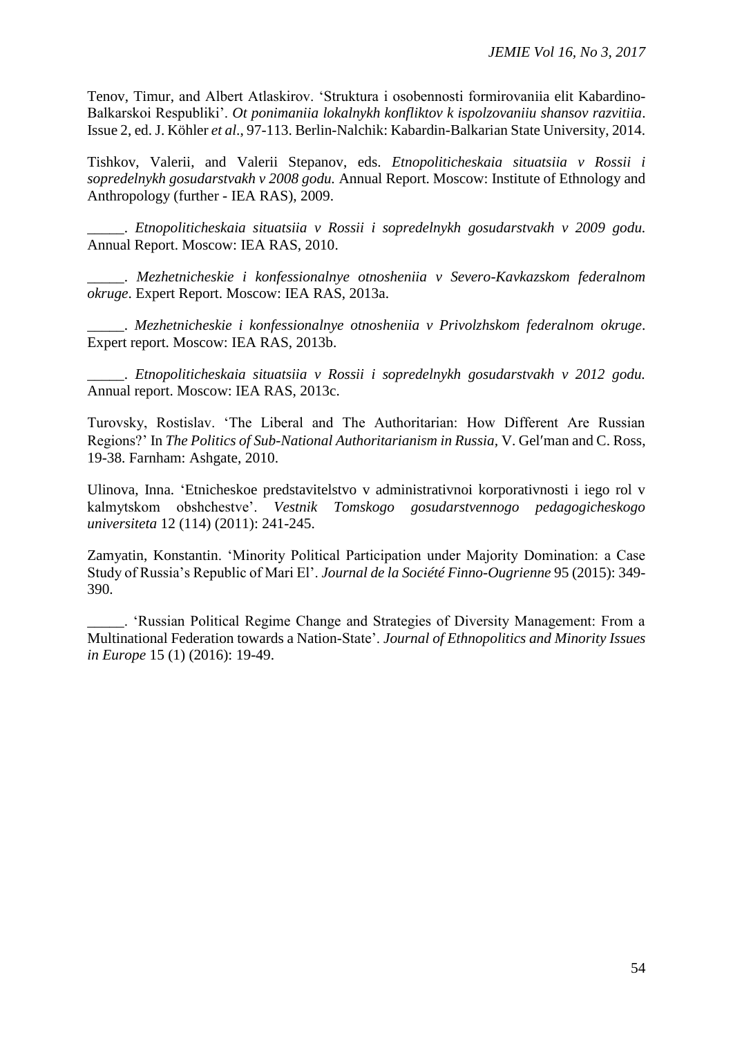Tenov, Timur, and Albert Atlaskirov. 'Struktura i osobennosti formirovaniia elit Kabardino-Balkarskoi Respubliki'. *Ot ponimaniia lokalnykh konfliktov k ispolzovaniiu shansov razvitiia*. Issue 2, ed. J. Köhler *et al*., 97-113. Berlin-Nalchik: Kabardin-Balkarian State University, 2014.

Tishkov, Valerii, and Valerii Stepanov, eds. *Etnopoliticheskaia situatsiia v Rossii i sopredelnykh gosudarstvakh v 2008 godu.* Annual Report. Moscow: Institute of Ethnology and Anthropology (further - IEA RAS), 2009.

_____. *Etnopoliticheskaia situatsiia v Rossii i sopredelnykh gosudarstvakh v 2009 godu.* Annual Report. Moscow: IEA RAS, 2010.

_____. *Mezhetnicheskie i konfessionalnye otnosheniia v Severo-Kavkazskom federalnom okruge*. Expert Report. Moscow: IEA RAS, 2013a.

_____. *Mezhetnicheskie i konfessionalnye otnosheniia v Privolzhskom federalnom okruge*. Expert report. Moscow: IEA RAS, 2013b.

_____. *Etnopoliticheskaia situatsiia v Rossii i sopredelnykh gosudarstvakh v 2012 godu.* Annual report. Moscow: IEA RAS, 2013c.

Turovsky, Rostislav. 'The Liberal and The Authoritarian: How Different Are Russian Regions?' In *The Politics of Sub-National Authoritarianism in Russia*, V. Gel′man and C. Ross, 19-38. Farnham: Ashgate, 2010.

Ulinova, Inna. 'Etnicheskoe predstavitelstvo v administrativnoi korporativnosti i iego rol v kalmytskom obshchestve'. *Vestnik Tomskogo gosudarstvennogo pedagogicheskogo universiteta* 12 (114) (2011): 241-245.

Zamyatin, Konstantin. 'Minority Political Participation under Majority Domination: a Case Study of Russia's Republic of Mari El'. *Journal de la Société Finno-Ougrienne* 95 (2015): 349-390.

_____. 'Russian Political Regime Change and Strategies of Diversity Management: From a Multinational Federation towards a Nation-State'. *Journal of Ethnopolitics and Minority Issues in Europe* 15 (1) (2016): 19-49.